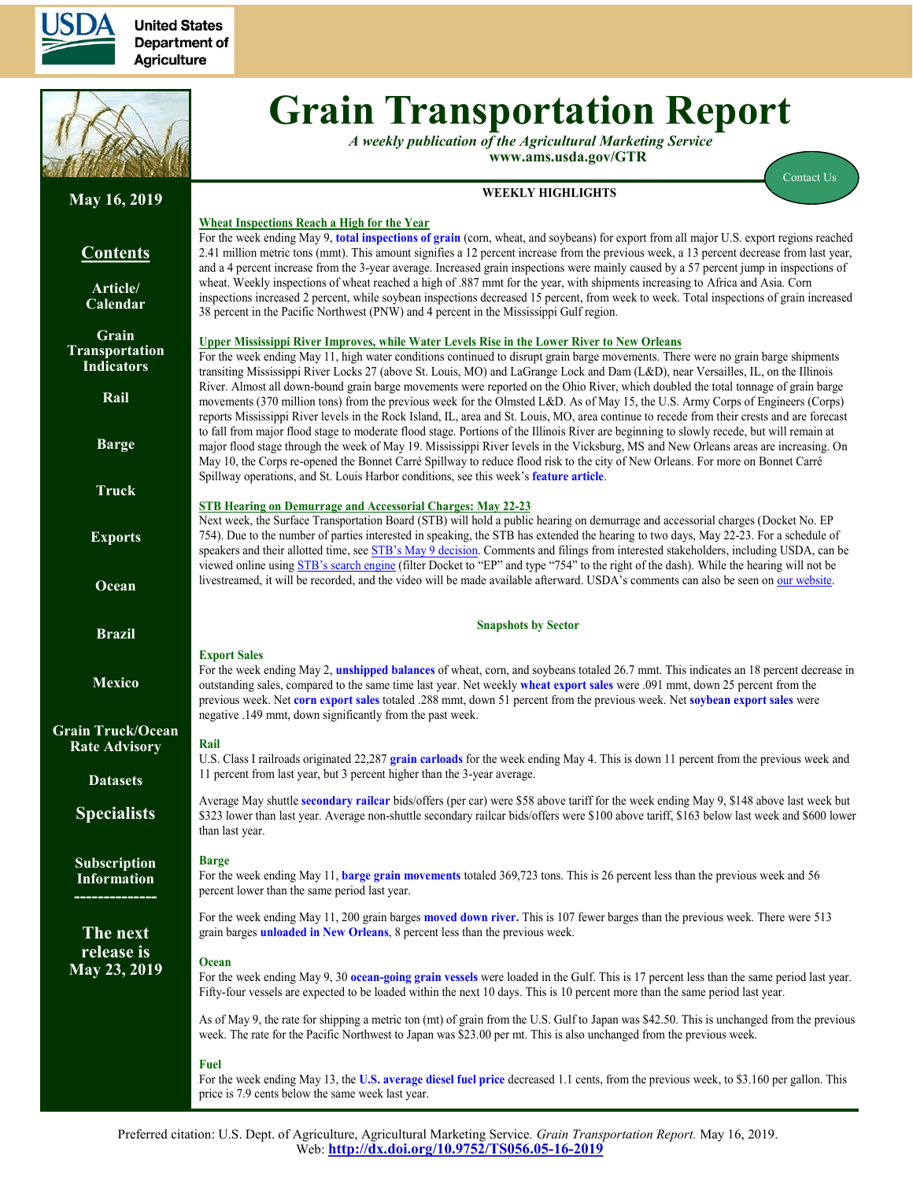United States Department of Agriculture

# Grain Transportation Report

*A weekly publication of the Agricultural Marketing Service*
**www.ams.usda.gov/GTR**

Contact Us

**May 16, 2019**

## Contents

- Article/ Calendar
- Grain Transportation Indicators
- Rail
- Barge
- Truck
- Exports
- Ocean
- Brazil
- Mexico
- Grain Truck/Ocean Rate Advisory
- Datasets
- Specialists
- Subscription Information

**The next release is May 23, 2019**

## WEEKLY HIGHLIGHTS

### Wheat Inspections Reach a High for the Year

For the week ending May 9, **total inspections of grain** (corn, wheat, and soybeans) for export from all major U.S. export regions reached 2.41 million metric tons (mmt). This amount signifies a 12 percent increase from the previous week, a 13 percent decrease from last year, and a 4 percent increase from the 3-year average. Increased grain inspections were mainly caused by a 57 percent jump in inspections of wheat. Weekly inspections of wheat reached a high of .887 mmt for the year, with shipments increasing to Africa and Asia. Corn inspections increased 2 percent, while soybean inspections decreased 15 percent, from week to week. Total inspections of grain increased 38 percent in the Pacific Northwest (PNW) and 4 percent in the Mississippi Gulf region.

### Upper Mississippi River Improves, while Water Levels Rise in the Lower River to New Orleans

For the week ending May 11, high water conditions continued to disrupt grain barge movements. There were no grain barge shipments transiting Mississippi River Locks 27 (above St. Louis, MO) and LaGrange Lock and Dam (L&D), near Versailles, IL, on the Illinois River. Almost all down-bound grain barge movements were reported on the Ohio River, which doubled the total tonnage of grain barge movements (370 million tons) from the previous week for the Olmsted L&D. As of May 15, the U.S. Army Corps of Engineers (Corps) reports Mississippi River levels in the Rock Island, IL, area and St. Louis, MO, area continue to recede from their crests and are forecast to fall from major flood stage to moderate flood stage. Portions of the Illinois River are beginning to slowly recede, but will remain at major flood stage through the week of May 19. Mississippi River levels in the Vicksburg, MS and New Orleans areas are increasing. On May 10, the Corps re-opened the Bonnet Carré Spillway to reduce flood risk to the city of New Orleans. For more on Bonnet Carré Spillway operations, and St. Louis Harbor conditions, see this week's **feature article**.

### STB Hearing on Demurrage and Accessorial Charges: May 22-23

Next week, the Surface Transportation Board (STB) will hold a public hearing on demurrage and accessorial charges (Docket No. EP 754). Due to the number of parties interested in speaking, the STB has extended the hearing to two days, May 22-23. For a schedule of speakers and their allotted time, see STB's May 9 decision. Comments and filings from interested stakeholders, including USDA, can be viewed online using STB's search engine (filter Docket to "EP" and type "754" to the right of the dash). While the hearing will not be livestreamed, it will be recorded, and the video will be made available afterward. USDA's comments can also be seen on our website.

## Snapshots by Sector

### Export Sales

For the week ending May 2, **unshipped balances** of wheat, corn, and soybeans totaled 26.7 mmt. This indicates an 18 percent decrease in outstanding sales, compared to the same time last year. Net weekly **wheat export sales** were .091 mmt, down 25 percent from the previous week. Net **corn export sales** totaled .288 mmt, down 51 percent from the previous week. Net **soybean export sales** were negative .149 mmt, down significantly from the past week.

### Rail

U.S. Class I railroads originated 22,287 **grain carloads** for the week ending May 4. This is down 11 percent from the previous week and 11 percent from last year, but 3 percent higher than the 3-year average.

Average May shuttle **secondary railcar** bids/offers (per car) were $58 above tariff for the week ending May 9, $148 above last week but $323 lower than last year. Average non-shuttle secondary railcar bids/offers were $100 above tariff, $163 below last week and $600 lower than last year.

### Barge

For the week ending May 11, **barge grain movements** totaled 369,723 tons. This is 26 percent less than the previous week and 56 percent lower than the same period last year.

For the week ending May 11, 200 grain barges **moved down river.** This is 107 fewer barges than the previous week. There were 513 grain barges **unloaded in New Orleans**, 8 percent less than the previous week.

### Ocean

For the week ending May 9, 30 **ocean-going grain vessels** were loaded in the Gulf. This is 17 percent less than the same period last year. Fifty-four vessels are expected to be loaded within the next 10 days. This is 10 percent more than the same period last year.

As of May 9, the rate for shipping a metric ton (mt) of grain from the U.S. Gulf to Japan was $42.50. This is unchanged from the previous week. The rate for the Pacific Northwest to Japan was $23.00 per mt. This is also unchanged from the previous week.

### Fuel

For the week ending May 13, the **U.S. average diesel fuel price** decreased 1.1 cents, from the previous week, to $3.160 per gallon. This price is 7.9 cents below the same week last year.

Preferred citation: U.S. Dept. of Agriculture, Agricultural Marketing Service. *Grain Transportation Report.* May 16, 2019.
Web: **http://dx.doi.org/10.9752/TS056.05-16-2019**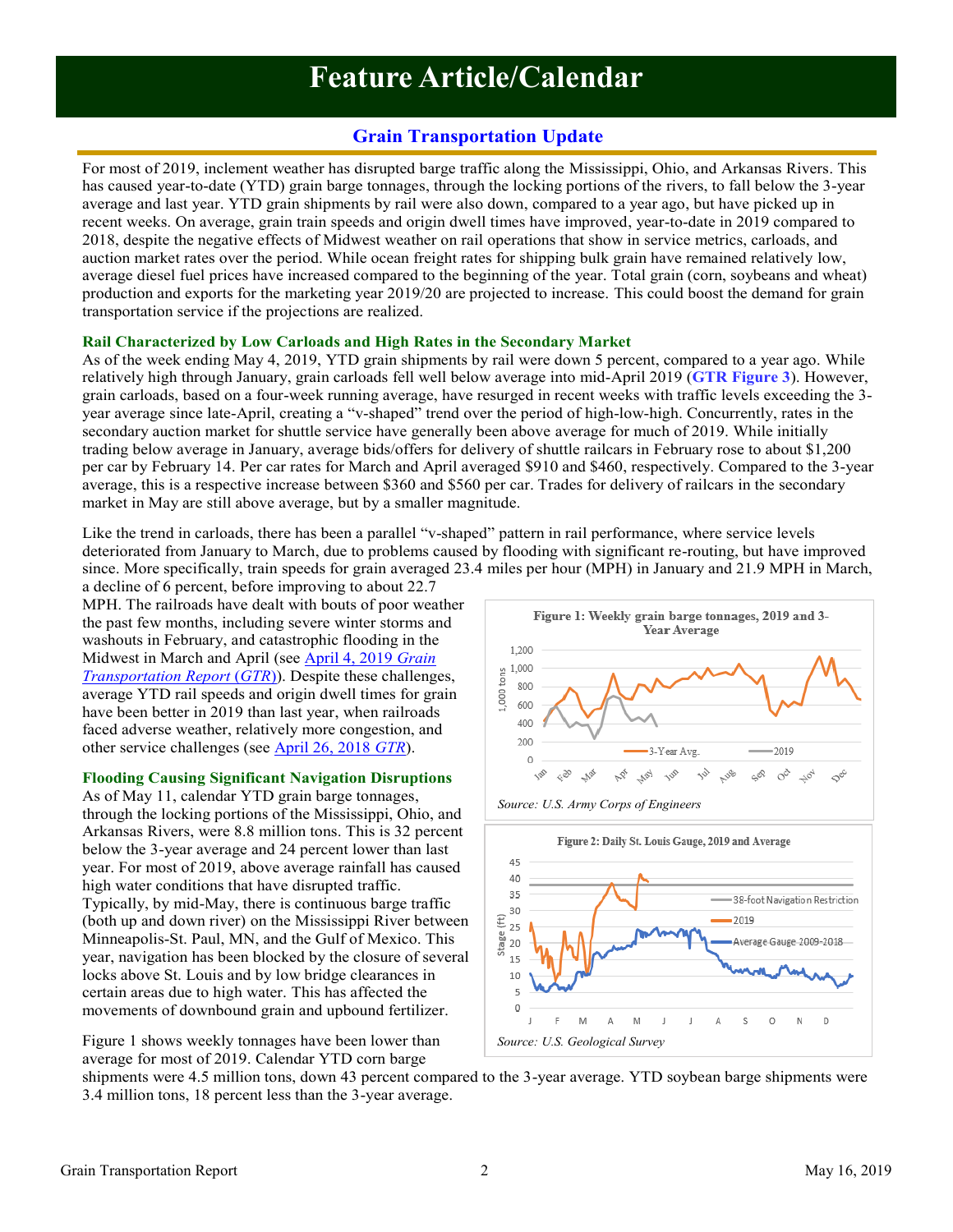# Feature Article/Calendar

## Grain Transportation Update

For most of 2019, inclement weather has disrupted barge traffic along the Mississippi, Ohio, and Arkansas Rivers. This has caused year-to-date (YTD) grain barge tonnages, through the locking portions of the rivers, to fall below the 3-year average and last year. YTD grain shipments by rail were also down, compared to a year ago, but have picked up in recent weeks. On average, grain train speeds and origin dwell times have improved, year-to-date in 2019 compared to 2018, despite the negative effects of Midwest weather on rail operations that show in service metrics, carloads, and auction market rates over the period. While ocean freight rates for shipping bulk grain have remained relatively low, average diesel fuel prices have increased compared to the beginning of the year. Total grain (corn, soybeans and wheat) production and exports for the marketing year 2019/20 are projected to increase. This could boost the demand for grain transportation service if the projections are realized.

### Rail Characterized by Low Carloads and High Rates in the Secondary Market

As of the week ending May 4, 2019, YTD grain shipments by rail were down 5 percent, compared to a year ago. While relatively high through January, grain carloads fell well below average into mid-April 2019 (**GTR Figure 3**). However, grain carloads, based on a four-week running average, have resurged in recent weeks with traffic levels exceeding the 3-year average since late-April, creating a "v-shaped" trend over the period of high-low-high. Concurrently, rates in the secondary auction market for shuttle service have generally been above average for much of 2019. While initially trading below average in January, average bids/offers for delivery of shuttle railcars in February rose to about $1,200 per car by February 14. Per car rates for March and April averaged $910 and $460, respectively. Compared to the 3-year average, this is a respective increase between $360 and $560 per car. Trades for delivery of railcars in the secondary market in May are still above average, but by a smaller magnitude.

Like the trend in carloads, there has been a parallel "v-shaped" pattern in rail performance, where service levels deteriorated from January to March, due to problems caused by flooding with significant re-routing, but have improved since. More specifically, train speeds for grain averaged 23.4 miles per hour (MPH) in January and 21.9 MPH in March, a decline of 6 percent, before improving to about 22.7 MPH. The railroads have dealt with bouts of poor weather the past few months, including severe winter storms and washouts in February, and catastrophic flooding in the Midwest in March and April (see [April 4, 2019 *Grain Transportation Report* (*GTR*)]). Despite these challenges, average YTD rail speeds and origin dwell times for grain have been better in 2019 than last year, when railroads faced adverse weather, relatively more congestion, and other service challenges (see [April 26, 2018 *GTR*]).

**Figure 1: Weekly grain barge tonnages, 2019 and 3-Year Average**

*Source: U.S. Army Corps of Engineers*

**Figure 2: Daily St. Louis Gauge, 2019 and Average**

*Source: U.S. Geological Survey*

### Flooding Causing Significant Navigation Disruptions

As of May 11, calendar YTD grain barge tonnages, through the locking portions of the Mississippi, Ohio, and Arkansas Rivers, were 8.8 million tons. This is 32 percent below the 3-year average and 24 percent lower than last year. For most of 2019, above average rainfall has caused high water conditions that have disrupted traffic. Typically, by mid-May, there is continuous barge traffic (both up and down river) on the Mississippi River between Minneapolis-St. Paul, MN, and the Gulf of Mexico. This year, navigation has been blocked by the closure of several locks above St. Louis and by low bridge clearances in certain areas due to high water. This has affected the movements of downbound grain and upbound fertilizer.

Figure 1 shows weekly tonnages have been lower than average for most of 2019. Calendar YTD corn barge shipments were 4.5 million tons, down 43 percent compared to the 3-year average. YTD soybean barge shipments were 3.4 million tons, 18 percent less than the 3-year average.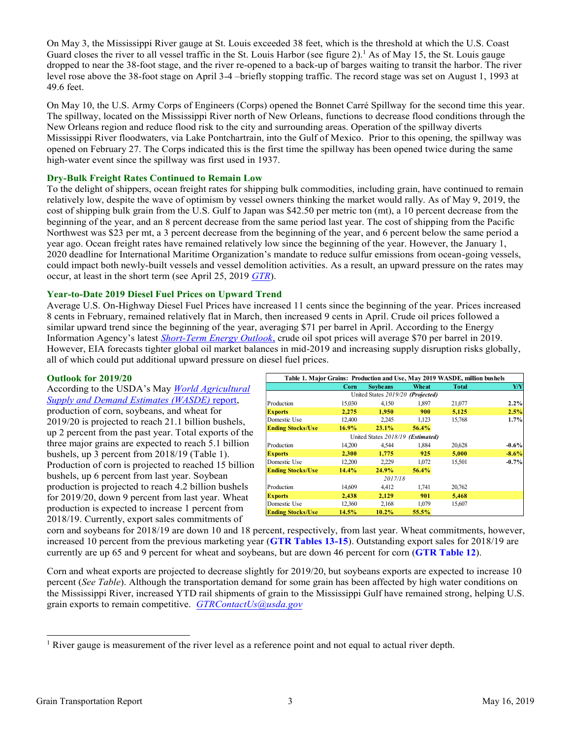On May 3, the Mississippi River gauge at St. Louis exceeded 38 feet, which is the threshold at which the U.S. Coast Guard closes the river to all vessel traffic in the St. Louis Harbor (see figure 2).[1] As of May 15, the St. Louis gauge dropped to near the 38-foot stage, and the river re-opened to a back-up of barges waiting to transit the harbor. The river level rose above the 38-foot stage on April 3-4 –briefly stopping traffic. The record stage was set on August 1, 1993 at 49.6 feet.

On May 10, the U.S. Army Corps of Engineers (Corps) opened the Bonnet Carré Spillway for the second time this year. The spillway, located on the Mississippi River north of New Orleans, functions to decrease flood conditions through the New Orleans region and reduce flood risk to the city and surrounding areas. Operation of the spillway diverts Mississippi River floodwaters, via Lake Pontchartrain, into the Gulf of Mexico. Prior to this opening, the spillway was opened on February 27. The Corps indicated this is the first time the spillway has been opened twice during the same high-water event since the spillway was first used in 1937.

### Dry-Bulk Freight Rates Continued to Remain Low

To the delight of shippers, ocean freight rates for shipping bulk commodities, including grain, have continued to remain relatively low, despite the wave of optimism by vessel owners thinking the market would rally. As of May 9, 2019, the cost of shipping bulk grain from the U.S. Gulf to Japan was $42.50 per metric ton (mt), a 10 percent decrease from the beginning of the year, and an 8 percent decrease from the same period last year. The cost of shipping from the Pacific Northwest was $23 per mt, a 3 percent decrease from the beginning of the year, and 6 percent below the same period a year ago. Ocean freight rates have remained relatively low since the beginning of the year. However, the January 1, 2020 deadline for International Maritime Organization's mandate to reduce sulfur emissions from ocean-going vessels, could impact both newly-built vessels and vessel demolition activities. As a result, an upward pressure on the rates may occur, at least in the short term (see April 25, 2019 *GTR*).

### Year-to-Date 2019 Diesel Fuel Prices on Upward Trend

Average U.S. On-Highway Diesel Fuel Prices have increased 11 cents since the beginning of the year. Prices increased 8 cents in February, remained relatively flat in March, then increased 9 cents in April. Crude oil prices followed a similar upward trend since the beginning of the year, averaging $71 per barrel in April. According to the Energy Information Agency's latest *Short-Term Energy Outlook*, crude oil spot prices will average $70 per barrel in 2019. However, EIA forecasts tighter global oil market balances in mid-2019 and increasing supply disruption risks globally, all of which could put additional upward pressure on diesel fuel prices.

### Outlook for 2019/20

According to the USDA's May *World Agricultural Supply and Demand Estimates (WASDE)* report, production of corn, soybeans, and wheat for 2019/20 is projected to reach 21.1 billion bushels, up 2 percent from the past year. Total exports of the three major grains are expected to reach 5.1 billion bushels, up 3 percent from 2018/19 (Table 1). Production of corn is projected to reached 15 billion bushels, up 6 percent from last year. Soybean production is projected to reach 4.2 billion bushels for 2019/20, down 9 percent from last year. Wheat production is expected to increase 1 percent from 2018/19. Currently, export sales commitments of corn and soybeans for 2018/19 are down 10 and 18 percent, respectively, from last year. Wheat commitments, however, increased 10 percent from the previous marketing year (**GTR Tables 13-15**). Outstanding export sales for 2018/19 are currently are up 65 and 9 percent for wheat and soybeans, but are down 46 percent for corn (**GTR Table 12**).

**Table 1. Major Grains: Production and Use, May 2019 WASDE, million bushels**

| | Corn | Soybeans | Wheat | Total | Y/Y |
|---|---|---|---|---|---|
| | United States *2019/20* ***(Projected)*** | | | | |
| Production | 15,030 | 4,150 | 1,897 | 21,077 | 2.2% |
| **Exports** | **2,275** | **1,950** | **900** | **5,125** | **2.5%** |
| Domestic Use | 12,400 | 2,245 | 1,123 | 15,768 | 1.7% |
| **Ending Stocks/Use** | **16.9%** | **23.1%** | **56.4%** | | |
| | United States *2018/19* ***(Estimated)*** | | | | |
| Production | 14,200 | 4,544 | 1,884 | 20,628 | -0.6% |
| **Exports** | **2,300** | **1,775** | **925** | **5,000** | **-8.6%** |
| Domestic Use | 12,200 | 2,229 | 1,072 | 15,501 | -0.7% |
| **Ending Stocks/Use** | **14.4%** | **24.9%** | **56.4%** | | |
| | *2017/18* | | | | |
| Production | 14,609 | 4,412 | 1,741 | 20,762 | |
| **Exports** | **2,438** | **2,129** | **901** | **5,468** | |
| Domestic Use | 12,360 | 2,168 | 1,079 | 15,607 | |
| **Ending Stocks/Use** | **14.5%** | **10.2%** | **55.5%** | | |

Corn and wheat exports are projected to decrease slightly for 2019/20, but soybeans exports are expected to increase 10 percent (*See Table*). Although the transportation demand for some grain has been affected by high water conditions on the Mississippi River, increased YTD rail shipments of grain to the Mississippi Gulf have remained strong, helping U.S. grain exports to remain competitive. *GTRContactUs@usda.gov*

[1] River gauge is measurement of the river level as a reference point and not equal to actual river depth.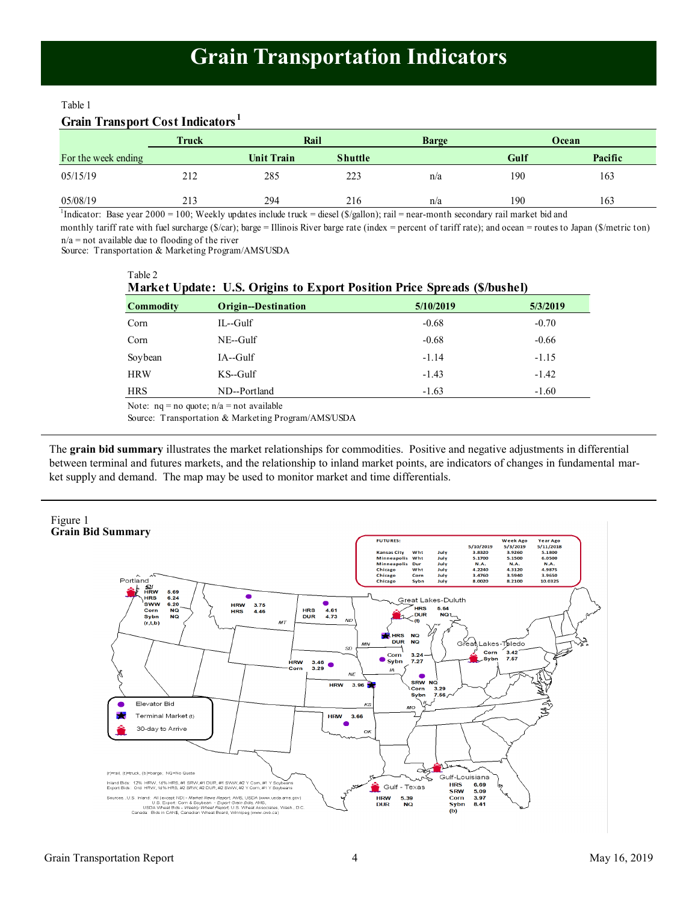# Grain Transportation Indicators

Table 1

**Grain Transport Cost Indicators**[1]

| | Truck | Rail | | Barge | Ocean | |
|---|---|---|---|---|---|---|
| For the week ending | | Unit Train | Shuttle | | Gulf | Pacific |
| 05/15/19 | 212 | 285 | 223 | n/a | 190 | 163 |
| 05/08/19 | 213 | 294 | 216 | n/a | 190 | 163 |

[1]Indicator: Base year 2000 = 100; Weekly updates include truck = diesel ($/gallon); rail = near-month secondary rail market bid and monthly tariff rate with fuel surcharge ($/car); barge = Illinois River barge rate (index = percent of tariff rate); and ocean = routes to Japan ($/metric ton)

n/a = not available due to flooding of the river

Source: Transportation & Marketing Program/AMS/USDA

Table 2

**Market Update: U.S. Origins to Export Position Price Spreads ($/bushel)**

| Commodity | Origin--Destination | 5/10/2019 | 5/3/2019 |
|---|---|---|---|
| Corn | IL--Gulf | -0.68 | -0.70 |
| Corn | NE--Gulf | -0.68 | -0.66 |
| Soybean | IA--Gulf | -1.14 | -1.15 |
| HRW | KS--Gulf | -1.43 | -1.42 |
| HRS | ND--Portland | -1.63 | -1.60 |

Note: nq = no quote; n/a = not available

Source: Transportation & Marketing Program/AMS/USDA

The **grain bid summary** illustrates the market relationships for commodities. Positive and negative adjustments in differential between terminal and futures markets, and the relationship to inland market points, are indicators of changes in fundamental market supply and demand. The map may be used to monitor market and time differentials.

Figure 1

**Grain Bid Summary**

| FUTURES: | | | 5/10/2019 | Week Ago 5/3/2019 | Year Ago 5/11/2018 |
|---|---|---|---|---|---|
| Kansas City | Wht | July | 3.8320 | 3.9260 | 5.1800 |
| Minneapolis | Wht | July | 5.1700 | 5.1500 | 6.0500 |
| Minneapolis | Dur | July | N.A. | N.A. | N.A. |
| Chicago | Wht | July | 4.2240 | 4.3120 | 4.9875 |
| Chicago | Corn | July | 3.4760 | 3.5940 | 3.9650 |
| Chicago | Sybn | July | 8.0020 | 8.2100 | 10.0325 |

Portland: HRW 5.69, HRS 6.24, SWW 6.20, Corn NQ, Sybn NQ (r,t,b)

MT: HRW 3.75, HRS 4.46

ND: HRS 4.61, DUR 4.73

Great Lakes-Duluth: HRS 5.64, DUR NQ (t)

MN: HRS NQ, DUR NQ

Great Lakes-Toledo: Corn 3.42, Sybn 7.67

SD: HRW 3.46, Corn 3.29

IA: Corn 3.24, Sybn 7.27

KS: HRW 3.96

MO: SRW NQ, Corn 3.29, Sybn 7.56

OK: HRW 3.66

Gulf - Texas: HRW 5.39, DUR NQ

Gulf-Louisiana: HRS 6.69, SRW 5.09, Corn 3.97, Sybn 8.41 (b)

Elevator Bid; Terminal Market (t); 30-day to Arrive

(r)=rail, (t)=truck, (b)=barge; NQ=No Quote

Inland Bids: 12% HRW, 14% HRS, #1 SRW, #1 DUR, #1 SWW, #2 Y Corn, #1 Y Soybeans

Export Bids: Ord. HRW, 14% HRS, #2 SRW, #2 DUR, #2 SWW, #2 Y Corn, #1 Y Soybeans

Sources: U.S. Inland: All (except ND) - *Market News Report*, AMS, USDA (www.usda.ams.gov)
U.S. Export: Corn & Soybean - *Export Grain Bids*, AMS,
USDA Wheat Bids - *Weekly Wheat Report*, U.S. Wheat Associates, Wash., D.C.
Canada: Bids in CAN$, Canadian Wheat Board, Winnipeg (www.cwb.ca)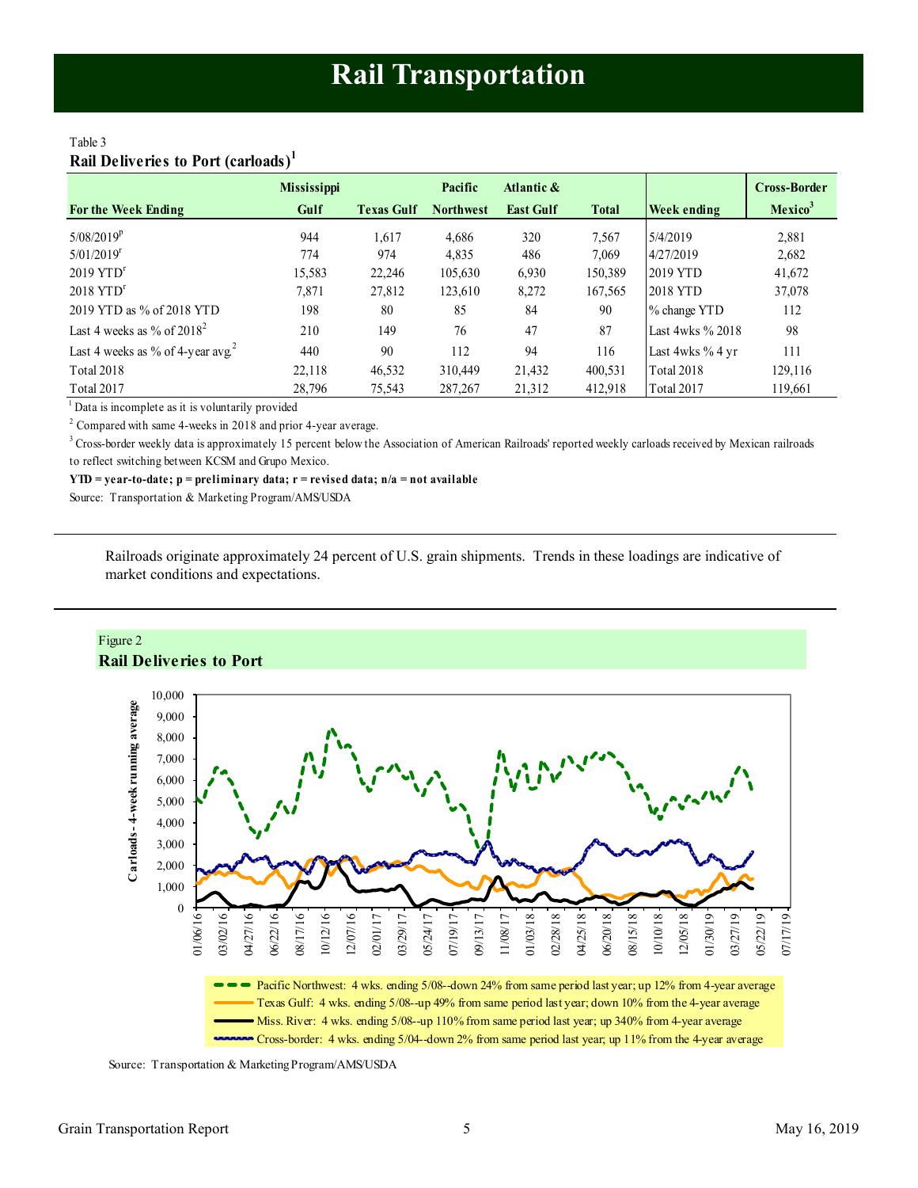# Rail Transportation

Table 3
**Rail Deliveries to Port (carloads)[1]**

| For the Week Ending | Mississippi Gulf | Texas Gulf | Pacific Northwest | Atlantic & East Gulf | Total | Week ending | Cross-Border Mexico[3] |
|---|---|---|---|---|---|---|---|
| 5/08/2019[p] | 944 | 1,617 | 4,686 | 320 | 7,567 | 5/4/2019 | 2,881 |
| 5/01/2019[r] | 774 | 974 | 4,835 | 486 | 7,069 | 4/27/2019 | 2,682 |
| 2019 YTD[r] | 15,583 | 22,246 | 105,630 | 6,930 | 150,389 | 2019 YTD | 41,672 |
| 2018 YTD[r] | 7,871 | 27,812 | 123,610 | 8,272 | 167,565 | 2018 YTD | 37,078 |
| 2019 YTD as % of 2018 YTD | 198 | 80 | 85 | 84 | 90 | % change YTD | 112 |
| Last 4 weeks as % of 2018[2] | 210 | 149 | 76 | 47 | 87 | Last 4wks % 2018 | 98 |
| Last 4 weeks as % of 4-year avg.[2] | 440 | 90 | 112 | 94 | 116 | Last 4wks % 4 yr | 111 |
| Total 2018 | 22,118 | 46,532 | 310,449 | 21,432 | 400,531 | Total 2018 | 129,116 |
| Total 2017 | 28,796 | 75,543 | 287,267 | 21,312 | 412,918 | Total 2017 | 119,661 |

[1] Data is incomplete as it is voluntarily provided

[2] Compared with same 4-weeks in 2018 and prior 4-year average.

[3] Cross-border weekly data is approximately 15 percent below the Association of American Railroads' reported weekly carloads received by Mexican railroads to reflect switching between KCSM and Grupo Mexico.

**YTD = year-to-date; p = preliminary data; r = revised data; n/a = not available**

Source: Transportation & Marketing Program/AMS/USDA

Railroads originate approximately 24 percent of U.S. grain shipments. Trends in these loadings are indicative of market conditions and expectations.

Figure 2
**Rail Deliveries to Port**

- Pacific Northwest: 4 wks. ending 5/08--down 24% from same period last year; up 12% from 4-year average
- Texas Gulf: 4 wks. ending 5/08--up 49% from same period last year; down 10% from the 4-year average
- Miss. River: 4 wks. ending 5/08--up 110% from same period last year; up 340% from 4-year average
- Cross-border: 4 wks. ending 5/04--down 2% from same period last year; up 11% from the 4-year average

Source: Transportation & Marketing Program/AMS/USDA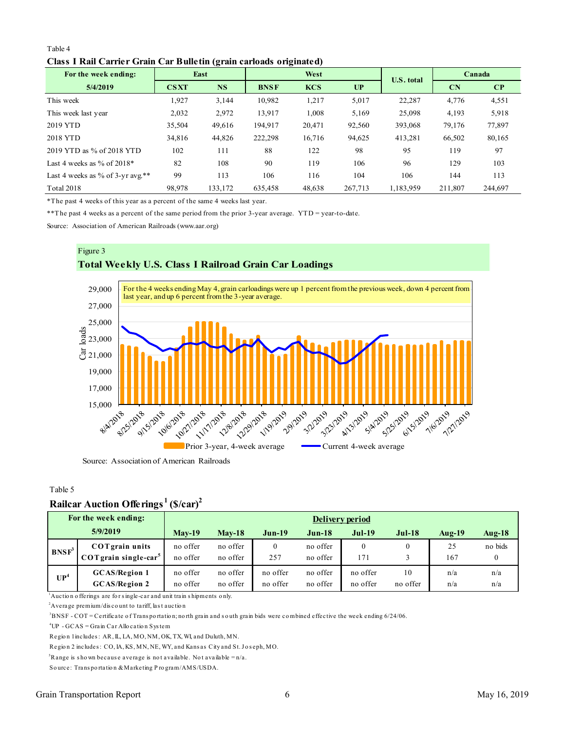Table 4

**Class I Rail Carrier Grain Car Bulletin (grain carloads originated)**

| For the week ending: | East | | West | | | U.S. total | Canada | |
|---|---|---|---|---|---|---|---|---|
| 5/4/2019 | CSXT | NS | BNSF | KCS | UP | | CN | CP |
| This week | 1,927 | 3,144 | 10,982 | 1,217 | 5,017 | 22,287 | 4,776 | 4,551 |
| This week last year | 2,032 | 2,972 | 13,917 | 1,008 | 5,169 | 25,098 | 4,193 | 5,918 |
| 2019 YTD | 35,504 | 49,616 | 194,917 | 20,471 | 92,560 | 393,068 | 79,176 | 77,897 |
| 2018 YTD | 34,816 | 44,826 | 222,298 | 16,716 | 94,625 | 413,281 | 66,502 | 80,165 |
| 2019 YTD as % of 2018 YTD | 102 | 111 | 88 | 122 | 98 | 95 | 119 | 97 |
| Last 4 weeks as % of 2018* | 82 | 108 | 90 | 119 | 106 | 96 | 129 | 103 |
| Last 4 weeks as % of 3-yr avg.** | 99 | 113 | 106 | 116 | 104 | 106 | 144 | 113 |
| Total 2018 | 98,978 | 133,172 | 635,458 | 48,638 | 267,713 | 1,183,959 | 211,807 | 244,697 |

*The past 4 weeks of this year as a percent of the same 4 weeks last year.

**The past 4 weeks as a percent of the same period from the prior 3-year average. YTD = year-to-date.

Source: Association of American Railroads (www.aar.org)

Figure 3

**Total Weekly U.S. Class I Railroad Grain Car Loadings**

For the 4 weeks ending May 4, grain carloadings were up 1 percent from the previous week, down 4 percent from last year, and up 6 percent from the 3-year average.

Source: Association of American Railroads

Table 5

**Railcar Auction Offerings[1] ($/car)[2]**

| For the week ending: 5/9/2019 | | May-19 | May-18 | Jun-19 | Jun-18 | Jul-19 | Jul-18 | Aug-19 | Aug-18 |
|---|---|---|---|---|---|---|---|---|---|
| BNSF[3] | COT grain units | no offer | no offer | 0 | no offer | 0 | 0 | 25 | no bids |
| | COT grain single-car[5] | no offer | no offer | 257 | no offer | 171 | 3 | 167 | 0 |
| UP[4] | GCAS/Region 1 | no offer | no offer | no offer | no offer | no offer | 10 | n/a | n/a |
| | GCAS/Region 2 | no offer | no offer | no offer | no offer | no offer | no offer | n/a | n/a |

[1]Auction offerings are for single-car and unit train shipments only.

[2]Average premium/discount to tariff, last auction

[3]BNSF - COT = Certificate of Transportation; north grain and south grain bids were combined effective the week ending 6/24/06.

[4]UP - GCAS = Grain Car Allocation System

Region 1 includes: AR, IL, LA, MO, NM, OK, TX, WI, and Duluth, MN.

Region 2 includes: CO, IA, KS, MN, NE, WY, and Kansas City and St. Joseph, MO.

[5]Range is shown because average is not available. Not available = n/a.

Source: Transportation & Marketing Program/AMS/USDA.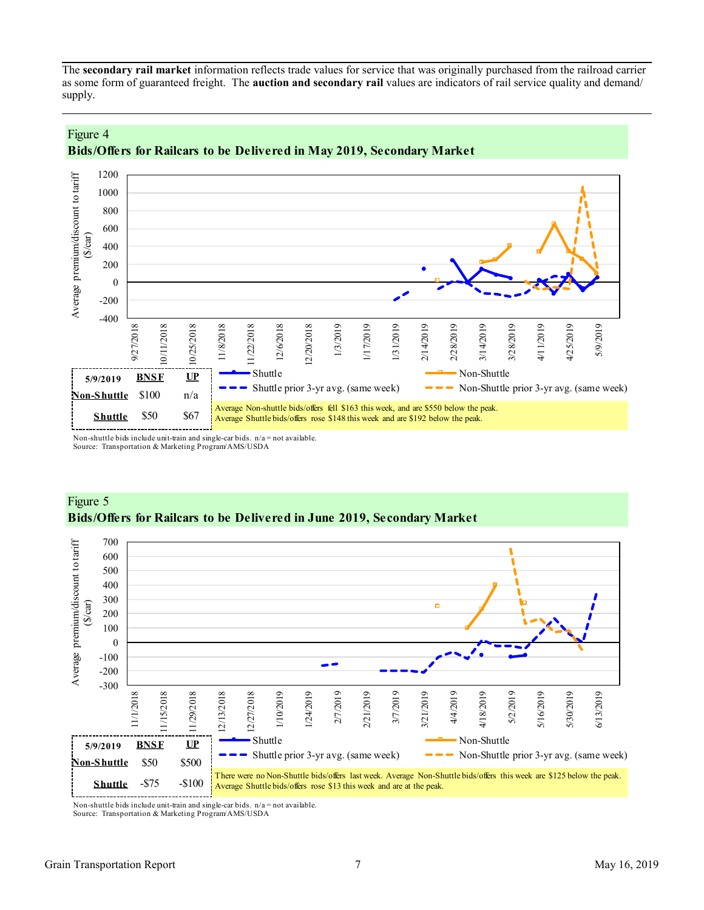The **secondary rail market** information reflects trade values for service that was originally purchased from the railroad carrier as some form of guaranteed freight. The **auction and secondary rail** values are indicators of rail service quality and demand/ supply.

---

Figure 4
**Bids/Offers for Railcars to be Delivered in May 2019, Secondary Market**

| 5/9/2019 | BNSF | UP |
|---|---|---|
| Non-Shuttle | $100 | n/a |
| Shuttle | $50 | $67 |

Average Non-shuttle bids/offers fell $163 this week, and are $550 below the peak.
Average Shuttle bids/offers rose $148 this week and are $192 below the peak.

Non-shuttle bids include unit-train and single-car bids. n/a = not available.
Source: Transportation & Marketing Program/AMS/USDA

Figure 5
**Bids/Offers for Railcars to be Delivered in June 2019, Secondary Market**

| 5/9/2019 | BNSF | UP |
|---|---|---|
| Non-Shuttle | $50 | $500 |
| Shuttle | -$75 | -$100 |

There were no Non-Shuttle bids/offers last week. Average Non-Shuttle bids/offers this week are $125 below the peak.
Average Shuttle bids/offers rose $13 this week and are at the peak.

Non-shuttle bids include unit-train and single-car bids. n/a = not available.
Source: Transportation & Marketing Program/AMS/USDA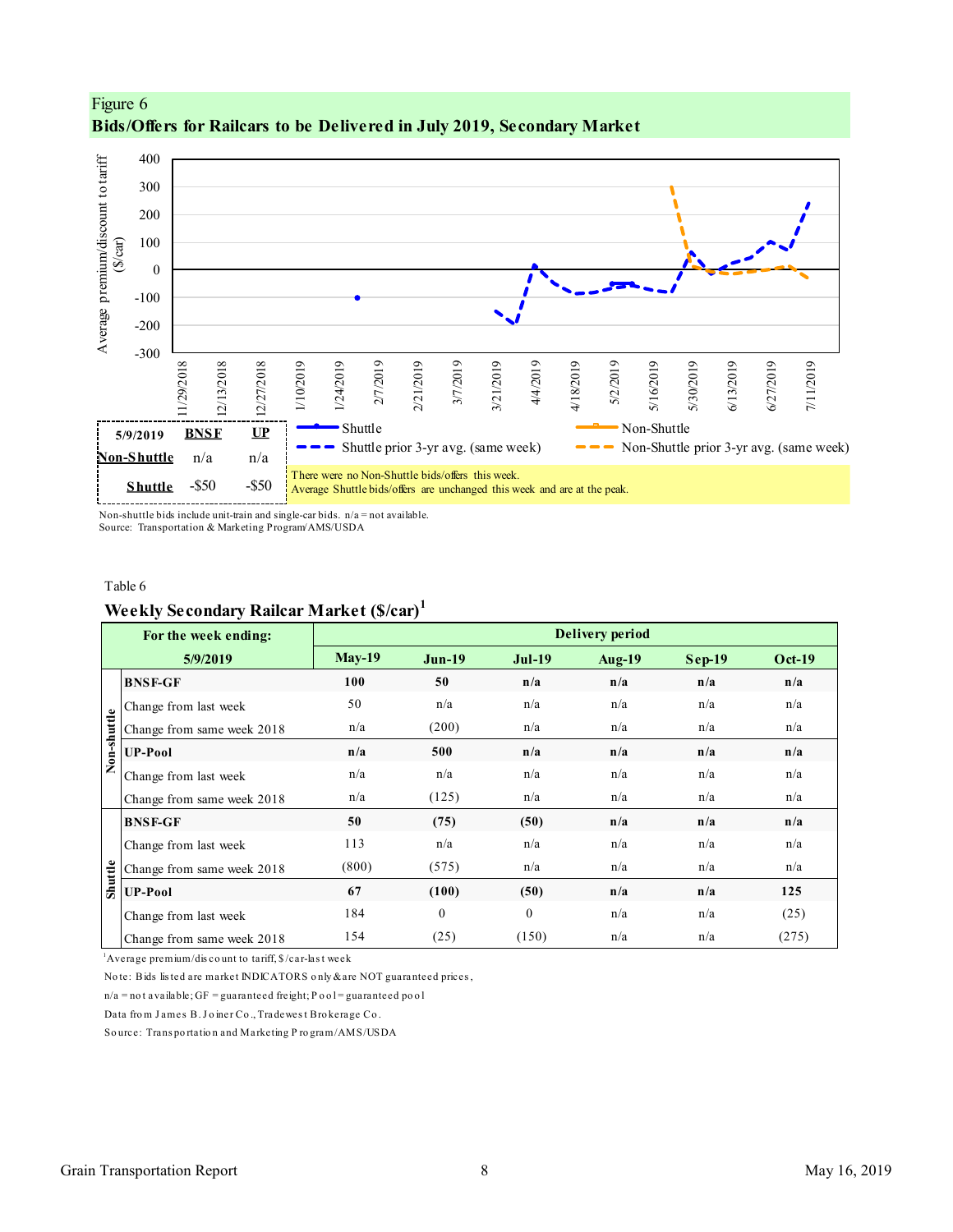Figure 6

**Bids/Offers for Railcars to be Delivered in July 2019, Secondary Market**

| 5/9/2019 | BNSF | UP |
|---|---|---|
| Non-Shuttle | n/a | n/a |
| Shuttle | -$50 | -$50 |

There were no Non-Shuttle bids/offers this week.
Average Shuttle bids/offers are unchanged this week and are at the peak.

Non-shuttle bids include unit-train and single-car bids. n/a = not available.
Source: Transportation & Marketing Program/AMS/USDA

Table 6

**Weekly Secondary Railcar Market ($/car)[1]**

| | For the week ending: 5/9/2019 | May-19 | Jun-19 | Jul-19 | Aug-19 | Sep-19 | Oct-19 |
|---|---|---|---|---|---|---|---|
| Non-shuttle | **BNSF-GF** | **100** | **50** | **n/a** | **n/a** | **n/a** | **n/a** |
| | Change from last week | 50 | n/a | n/a | n/a | n/a | n/a |
| | Change from same week 2018 | n/a | (200) | n/a | n/a | n/a | n/a |
| | **UP-Pool** | **n/a** | **500** | **n/a** | **n/a** | **n/a** | **n/a** |
| | Change from last week | n/a | n/a | n/a | n/a | n/a | n/a |
| | Change from same week 2018 | n/a | (125) | n/a | n/a | n/a | n/a |
| Shuttle | **BNSF-GF** | **50** | **(75)** | **(50)** | **n/a** | **n/a** | **n/a** |
| | Change from last week | 113 | n/a | n/a | n/a | n/a | n/a |
| | Change from same week 2018 | (800) | (575) | n/a | n/a | n/a | n/a |
| | **UP-Pool** | **67** | **(100)** | **(50)** | **n/a** | **n/a** | **125** |
| | Change from last week | 184 | 0 | 0 | n/a | n/a | (25) |
| | Change from same week 2018 | 154 | (25) | (150) | n/a | n/a | (275) |

[1]Average premium/discount to tariff, $/car-last week

Note: Bids listed are market INDICATORS only & are NOT guaranteed prices,

n/a = not available; GF = guaranteed freight; Pool = guaranteed pool

Data from James B. Joiner Co., Tradewest Brokerage Co.

Source: Transportation and Marketing Program/AMS/USDA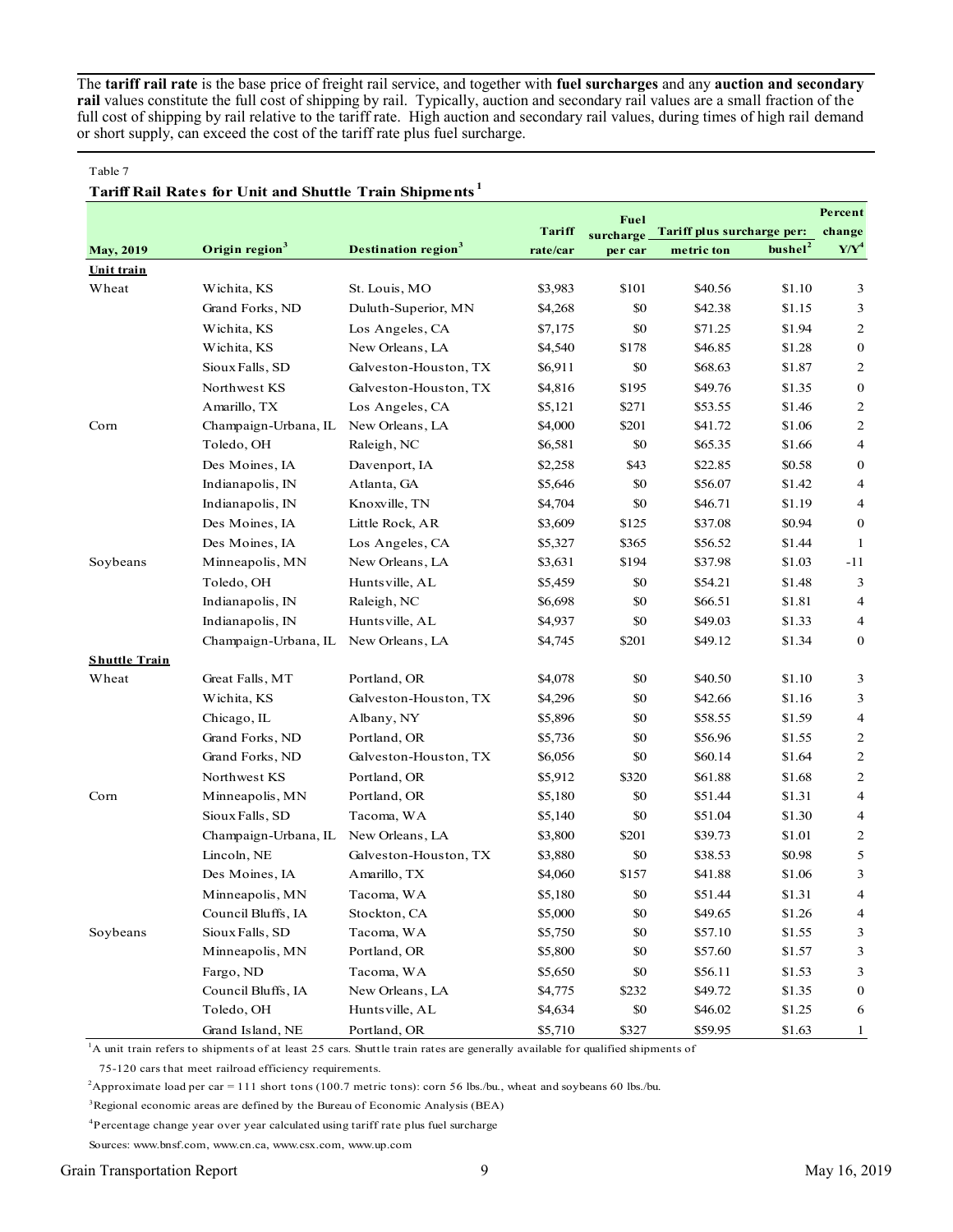The **tariff rail rate** is the base price of freight rail service, and together with **fuel surcharges** and any **auction and secondary rail** values constitute the full cost of shipping by rail. Typically, auction and secondary rail values are a small fraction of the full cost of shipping by rail relative to the tariff rate. High auction and secondary rail values, during times of high rail demand or short supply, can exceed the cost of the tariff rate plus fuel surcharge.

Table 7

**Tariff Rail Rates for Unit and Shuttle Train Shipments**[1]

| May, 2019 | Origin region[3] | Destination region[3] | Tariff rate/car | Fuel surcharge per car | Tariff plus surcharge per: metric ton | Tariff plus surcharge per: bushel[2] | Percent change Y/Y[4] |
|---|---|---|---|---|---|---|---|
| **Unit train** | | | | | | | |
| Wheat | Wichita, KS | St. Louis, MO | $3,983 | $101 | $40.56 | $1.10 | 3 |
| | Grand Forks, ND | Duluth-Superior, MN | $4,268 | $0 | $42.38 | $1.15 | 3 |
| | Wichita, KS | Los Angeles, CA | $7,175 | $0 | $71.25 | $1.94 | 2 |
| | Wichita, KS | New Orleans, LA | $4,540 | $178 | $46.85 | $1.28 | 0 |
| | Sioux Falls, SD | Galveston-Houston, TX | $6,911 | $0 | $68.63 | $1.87 | 2 |
| | Northwest KS | Galveston-Houston, TX | $4,816 | $195 | $49.76 | $1.35 | 0 |
| | Amarillo, TX | Los Angeles, CA | $5,121 | $271 | $53.55 | $1.46 | 2 |
| Corn | Champaign-Urbana, IL | New Orleans, LA | $4,000 | $201 | $41.72 | $1.06 | 2 |
| | Toledo, OH | Raleigh, NC | $6,581 | $0 | $65.35 | $1.66 | 4 |
| | Des Moines, IA | Davenport, IA | $2,258 | $43 | $22.85 | $0.58 | 0 |
| | Indianapolis, IN | Atlanta, GA | $5,646 | $0 | $56.07 | $1.42 | 4 |
| | Indianapolis, IN | Knoxville, TN | $4,704 | $0 | $46.71 | $1.19 | 4 |
| | Des Moines, IA | Little Rock, AR | $3,609 | $125 | $37.08 | $0.94 | 0 |
| | Des Moines, IA | Los Angeles, CA | $5,327 | $365 | $56.52 | $1.44 | 1 |
| Soybeans | Minneapolis, MN | New Orleans, LA | $3,631 | $194 | $37.98 | $1.03 | -11 |
| | Toledo, OH | Huntsville, AL | $5,459 | $0 | $54.21 | $1.48 | 3 |
| | Indianapolis, IN | Raleigh, NC | $6,698 | $0 | $66.51 | $1.81 | 4 |
| | Indianapolis, IN | Huntsville, AL | $4,937 | $0 | $49.03 | $1.33 | 4 |
| | Champaign-Urbana, IL | New Orleans, LA | $4,745 | $201 | $49.12 | $1.34 | 0 |
| **Shuttle Train** | | | | | | | |
| Wheat | Great Falls, MT | Portland, OR | $4,078 | $0 | $40.50 | $1.10 | 3 |
| | Wichita, KS | Galveston-Houston, TX | $4,296 | $0 | $42.66 | $1.16 | 3 |
| | Chicago, IL | Albany, NY | $5,896 | $0 | $58.55 | $1.59 | 4 |
| | Grand Forks, ND | Portland, OR | $5,736 | $0 | $56.96 | $1.55 | 2 |
| | Grand Forks, ND | Galveston-Houston, TX | $6,056 | $0 | $60.14 | $1.64 | 2 |
| | Northwest KS | Portland, OR | $5,912 | $320 | $61.88 | $1.68 | 2 |
| Corn | Minneapolis, MN | Portland, OR | $5,180 | $0 | $51.44 | $1.31 | 4 |
| | Sioux Falls, SD | Tacoma, WA | $5,140 | $0 | $51.04 | $1.30 | 4 |
| | Champaign-Urbana, IL | New Orleans, LA | $3,800 | $201 | $39.73 | $1.01 | 2 |
| | Lincoln, NE | Galveston-Houston, TX | $3,880 | $0 | $38.53 | $0.98 | 5 |
| | Des Moines, IA | Amarillo, TX | $4,060 | $157 | $41.88 | $1.06 | 3 |
| | Minneapolis, MN | Tacoma, WA | $5,180 | $0 | $51.44 | $1.31 | 4 |
| | Council Bluffs, IA | Stockton, CA | $5,000 | $0 | $49.65 | $1.26 | 4 |
| Soybeans | Sioux Falls, SD | Tacoma, WA | $5,750 | $0 | $57.10 | $1.55 | 3 |
| | Minneapolis, MN | Portland, OR | $5,800 | $0 | $57.60 | $1.57 | 3 |
| | Fargo, ND | Tacoma, WA | $5,650 | $0 | $56.11 | $1.53 | 3 |
| | Council Bluffs, IA | New Orleans, LA | $4,775 | $232 | $49.72 | $1.35 | 0 |
| | Toledo, OH | Huntsville, AL | $4,634 | $0 | $46.02 | $1.25 | 6 |
| | Grand Island, NE | Portland, OR | $5,710 | $327 | $59.95 | $1.63 | 1 |

[1]A unit train refers to shipments of at least 25 cars. Shuttle train rates are generally available for qualified shipments of 75-120 cars that meet railroad efficiency requirements.

[2]Approximate load per car = 111 short tons (100.7 metric tons): corn 56 lbs./bu., wheat and soybeans 60 lbs./bu.

[3]Regional economic areas are defined by the Bureau of Economic Analysis (BEA)

[4]Percentage change year over year calculated using tariff rate plus fuel surcharge

Sources: www.bnsf.com, www.cn.ca, www.csx.com, www.up.com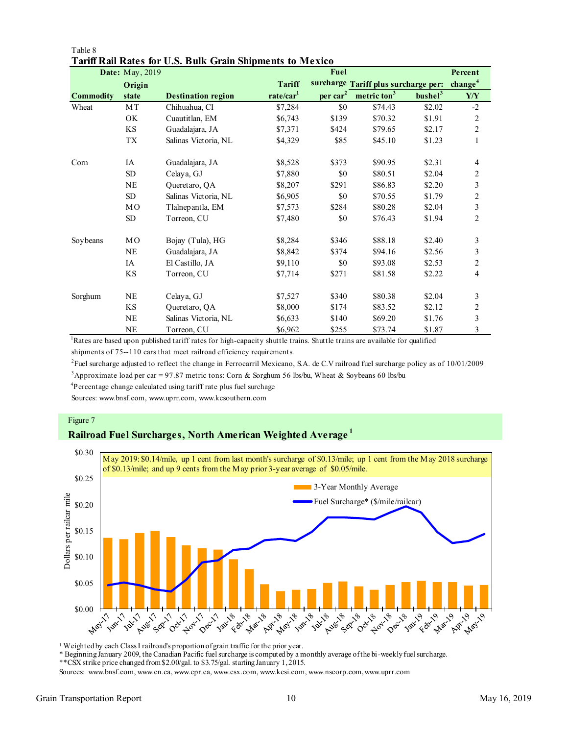Table 8

## Tariff Rail Rates for U.S. Bulk Grain Shipments to Mexico

**Date:** May, 2019

| Commodity | Origin state | Destination region | Tariff rate/car[1] | Fuel surcharge per car[2] | Tariff plus surcharge per: metric ton[3] | Tariff plus surcharge per: bushel[3] | Percent change[4] Y/Y |
|---|---|---|---|---|---|---|---|
| Wheat | MT | Chihuahua, CI | $7,284 | $0 | $74.43 | $2.02 | -2 |
| | OK | Cuautitlan, EM | $6,743 | $139 | $70.32 | $1.91 | 2 |
| | KS | Guadalajara, JA | $7,371 | $424 | $79.65 | $2.17 | 2 |
| | TX | Salinas Victoria, NL | $4,329 | $85 | $45.10 | $1.23 | 1 |
| Corn | IA | Guadalajara, JA | $8,528 | $373 | $90.95 | $2.31 | 4 |
| | SD | Celaya, GJ | $7,880 | $0 | $80.51 | $2.04 | 2 |
| | NE | Queretaro, QA | $8,207 | $291 | $86.83 | $2.20 | 3 |
| | SD | Salinas Victoria, NL | $6,905 | $0 | $70.55 | $1.79 | 2 |
| | MO | Tlalnepantla, EM | $7,573 | $284 | $80.28 | $2.04 | 3 |
| | SD | Torreon, CU | $7,480 | $0 | $76.43 | $1.94 | 2 |
| Soybeans | MO | Bojay (Tula), HG | $8,284 | $346 | $88.18 | $2.40 | 3 |
| | NE | Guadalajara, JA | $8,842 | $374 | $94.16 | $2.56 | 3 |
| | IA | El Castillo, JA | $9,110 | $0 | $93.08 | $2.53 | 2 |
| | KS | Torreon, CU | $7,714 | $271 | $81.58 | $2.22 | 4 |
| Sorghum | NE | Celaya, GJ | $7,527 | $340 | $80.38 | $2.04 | 3 |
| | KS | Queretaro, QA | $8,000 | $174 | $83.52 | $2.12 | 2 |
| | NE | Salinas Victoria, NL | $6,633 | $140 | $69.20 | $1.76 | 3 |
| | NE | Torreon, CU | $6,962 | $255 | $73.74 | $1.87 | 3 |

[1]Rates are based upon published tariff rates for high-capacity shuttle trains. Shuttle trains are available for qualified shipments of 75--110 cars that meet railroad efficiency requirements.

[2]Fuel surcharge adjusted to reflect the change in Ferrocarril Mexicano, S.A. de C.V railroad fuel surcharge policy as of 10/01/2009

[3]Approximate load per car = 97.87 metric tons: Corn & Sorghum 56 lbs/bu, Wheat & Soybeans 60 lbs/bu

[4]Percentage change calculated using tariff rate plus fuel surcharge

Sources: www.bnsf.com, www.uprr.com, www.kcsouthern.com

Figure 7

## Railroad Fuel Surcharges, North American Weighted Average[1]

May 2019: $0.14/mile, up 1 cent from last month's surcharge of $0.13/mile; up 1 cent from the May 2018 surcharge of $0.13/mile; and up 9 cents from the May prior 3-year average of $0.05/mile.

[1] Weighted by each Class I railroad's proportion of grain traffic for the prior year.
* Beginning January 2009, the Canadian Pacific fuel surcharge is computed by a monthly average of the bi-weekly fuel surcharge.
**CSX strike price changed from $2.00/gal. to $3.75/gal. starting January 1, 2015.
Sources: www.bnsf.com, www.cn.ca, www.cpr.ca, www.csx.com, www.kcsi.com, www.nscorp.com, www.uprr.com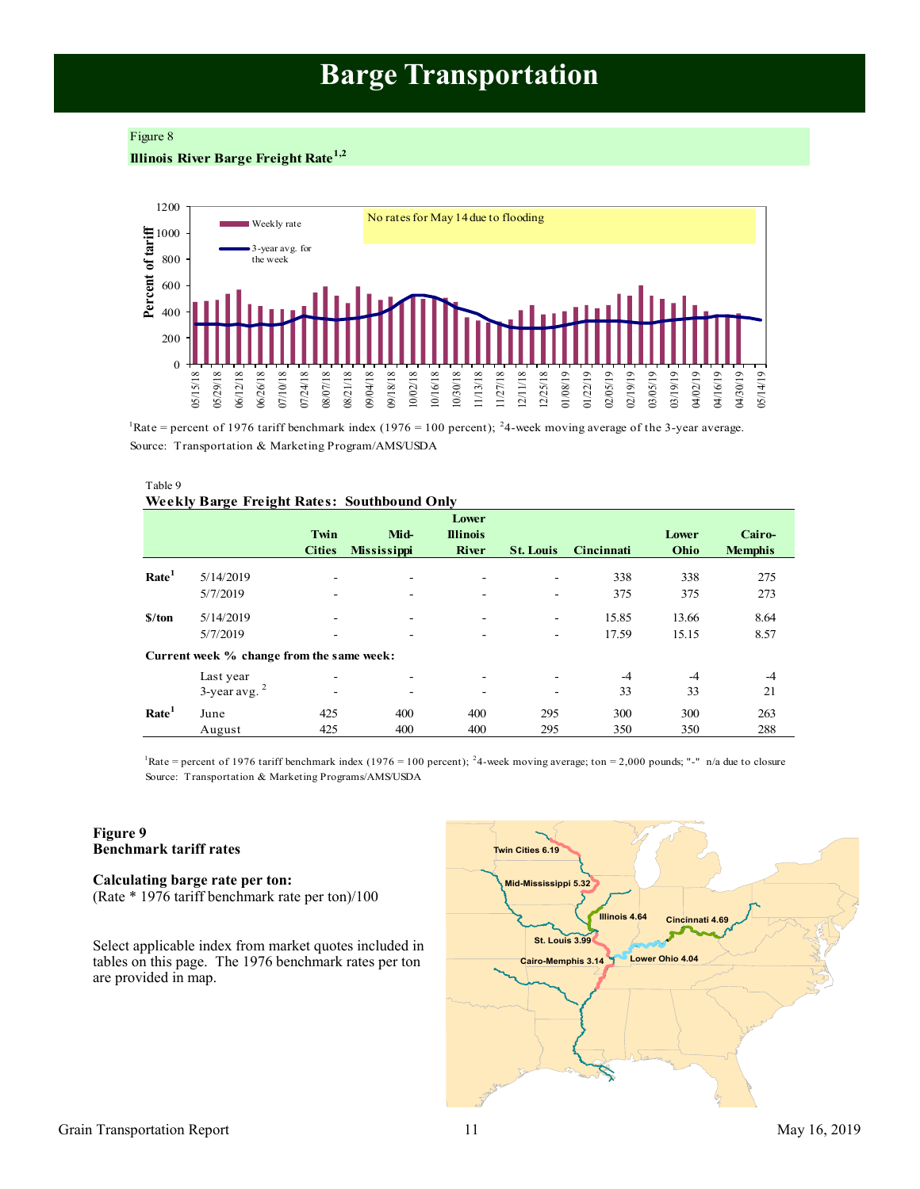# Barge Transportation

Figure 8

**Illinois River Barge Freight Rate[1,2]**

[1]Rate = percent of 1976 tariff benchmark index (1976 = 100 percent); [2]4-week moving average of the 3-year average.
Source: Transportation & Marketing Program/AMS/USDA

Table 9

**Weekly Barge Freight Rates: Southbound Only**

| | | Twin Cities | Mid-Mississippi | Lower Illinois River | St. Louis | Cincinnati | Lower Ohio | Cairo-Memphis |
|---|---|---|---|---|---|---|---|---|
| **Rate[1]** | 5/14/2019 | - | - | - | - | 338 | 338 | 275 |
| | 5/7/2019 | - | - | - | - | 375 | 375 | 273 |
| **$/ton** | 5/14/2019 | - | - | - | - | 15.85 | 13.66 | 8.64 |
| | 5/7/2019 | - | - | - | - | 17.59 | 15.15 | 8.57 |
| **Current week % change from the same week:** | | | | | | | | |
| | Last year | - | - | - | - | -4 | -4 | -4 |
| | 3-year avg. [2] | - | - | - | - | 33 | 33 | 21 |
| **Rate[1]** | June | 425 | 400 | 400 | 295 | 300 | 300 | 263 |
| | August | 425 | 400 | 400 | 295 | 350 | 350 | 288 |

[1]Rate = percent of 1976 tariff benchmark index (1976 = 100 percent); [2]4-week moving average; ton = 2,000 pounds; "-" n/a due to closure
Source: Transportation & Marketing Programs/AMS/USDA

**Figure 9**
**Benchmark tariff rates**

**Calculating barge rate per ton:**
(Rate * 1976 tariff benchmark rate per ton)/100

Select applicable index from market quotes included in tables on this page. The 1976 benchmark rates per ton are provided in map.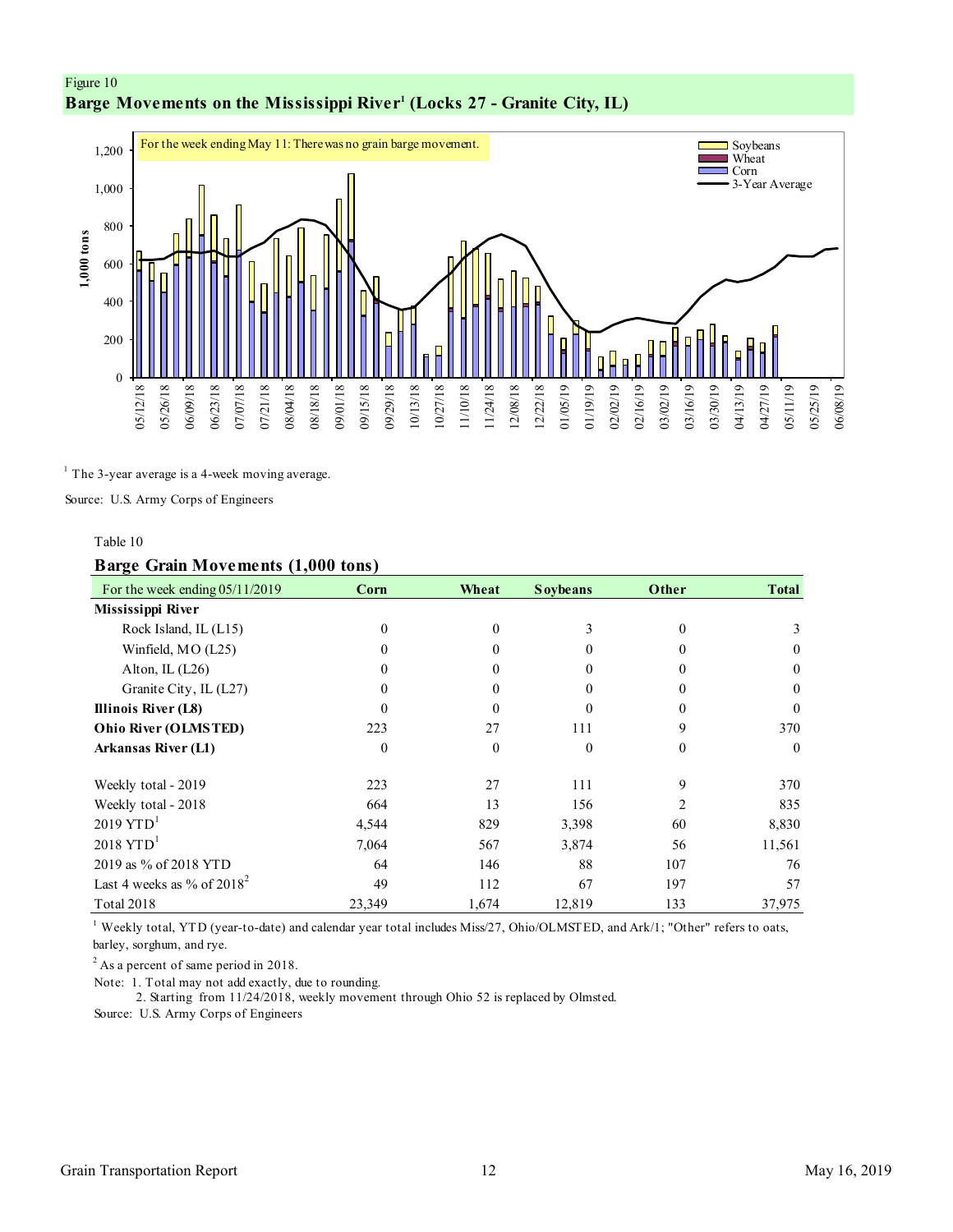Figure 10

## Barge Movements on the Mississippi River[1] (Locks 27 - Granite City, IL)

For the week ending May 11: There was no grain barge movement.

[1] The 3-year average is a 4-week moving average.

Source: U.S. Army Corps of Engineers

Table 10

### Barge Grain Movements (1,000 tons)

| For the week ending 05/11/2019 | Corn | Wheat | Soybeans | Other | Total |
|---|---|---|---|---|---|
| **Mississippi River** | | | | | |
| Rock Island, IL (L15) | 0 | 0 | 3 | 0 | 3 |
| Winfield, MO (L25) | 0 | 0 | 0 | 0 | 0 |
| Alton, IL (L26) | 0 | 0 | 0 | 0 | 0 |
| Granite City, IL (L27) | 0 | 0 | 0 | 0 | 0 |
| **Illinois River (L8)** | 0 | 0 | 0 | 0 | 0 |
| **Ohio River (OLMSTED)** | 223 | 27 | 111 | 9 | 370 |
| **Arkansas River (L1)** | 0 | 0 | 0 | 0 | 0 |
| | | | | | |
| Weekly total - 2019 | 223 | 27 | 111 | 9 | 370 |
| Weekly total - 2018 | 664 | 13 | 156 | 2 | 835 |
| 2019 YTD[1] | 4,544 | 829 | 3,398 | 60 | 8,830 |
| 2018 YTD[1] | 7,064 | 567 | 3,874 | 56 | 11,561 |
| 2019 as % of 2018 YTD | 64 | 146 | 88 | 107 | 76 |
| Last 4 weeks as % of 2018[2] | 49 | 112 | 67 | 197 | 57 |
| Total 2018 | 23,349 | 1,674 | 12,819 | 133 | 37,975 |

[1] Weekly total, YTD (year-to-date) and calendar year total includes Miss/27, Ohio/OLMSTED, and Ark/1; "Other" refers to oats, barley, sorghum, and rye.

[2] As a percent of same period in 2018.

Note: 1. Total may not add exactly, due to rounding.

2. Starting from 11/24/2018, weekly movement through Ohio 52 is replaced by Olmsted.

Source: U.S. Army Corps of Engineers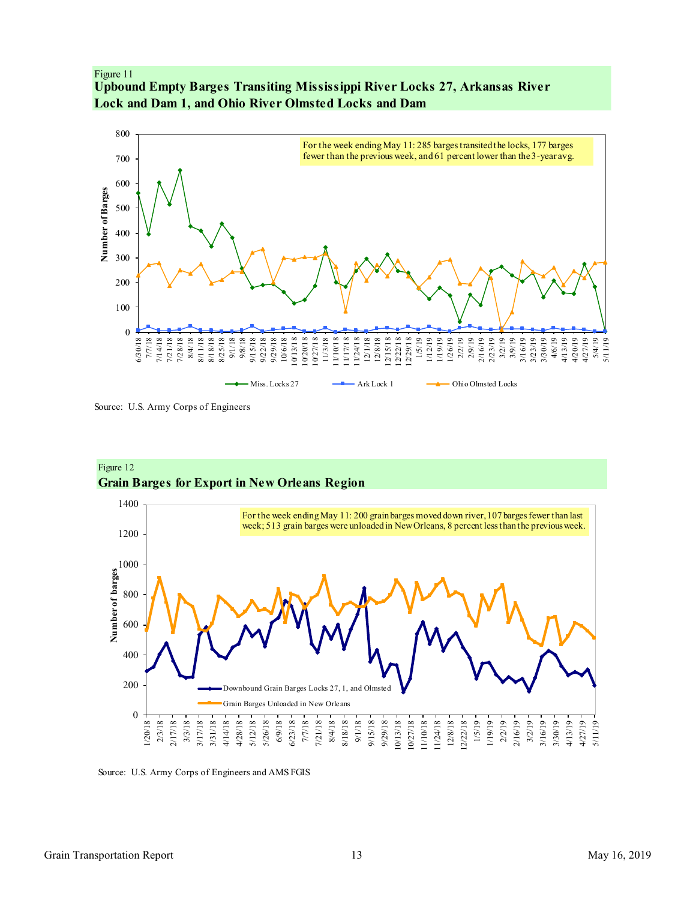Figure 11

## Upbound Empty Barges Transiting Mississippi River Locks 27, Arkansas River Lock and Dam 1, and Ohio River Olmsted Locks and Dam

For the week ending May 11: 285 barges transited the locks, 177 barges fewer than the previous week, and 61 percent lower than the 3-year avg.

Source: U.S. Army Corps of Engineers

Figure 12

## Grain Barges for Export in New Orleans Region

For the week ending May 11: 200 grain barges moved down river, 107 barges fewer than last week; 513 grain barges were unloaded in New Orleans, 8 percent less than the previous week.

Source: U.S. Army Corps of Engineers and AMS FGIS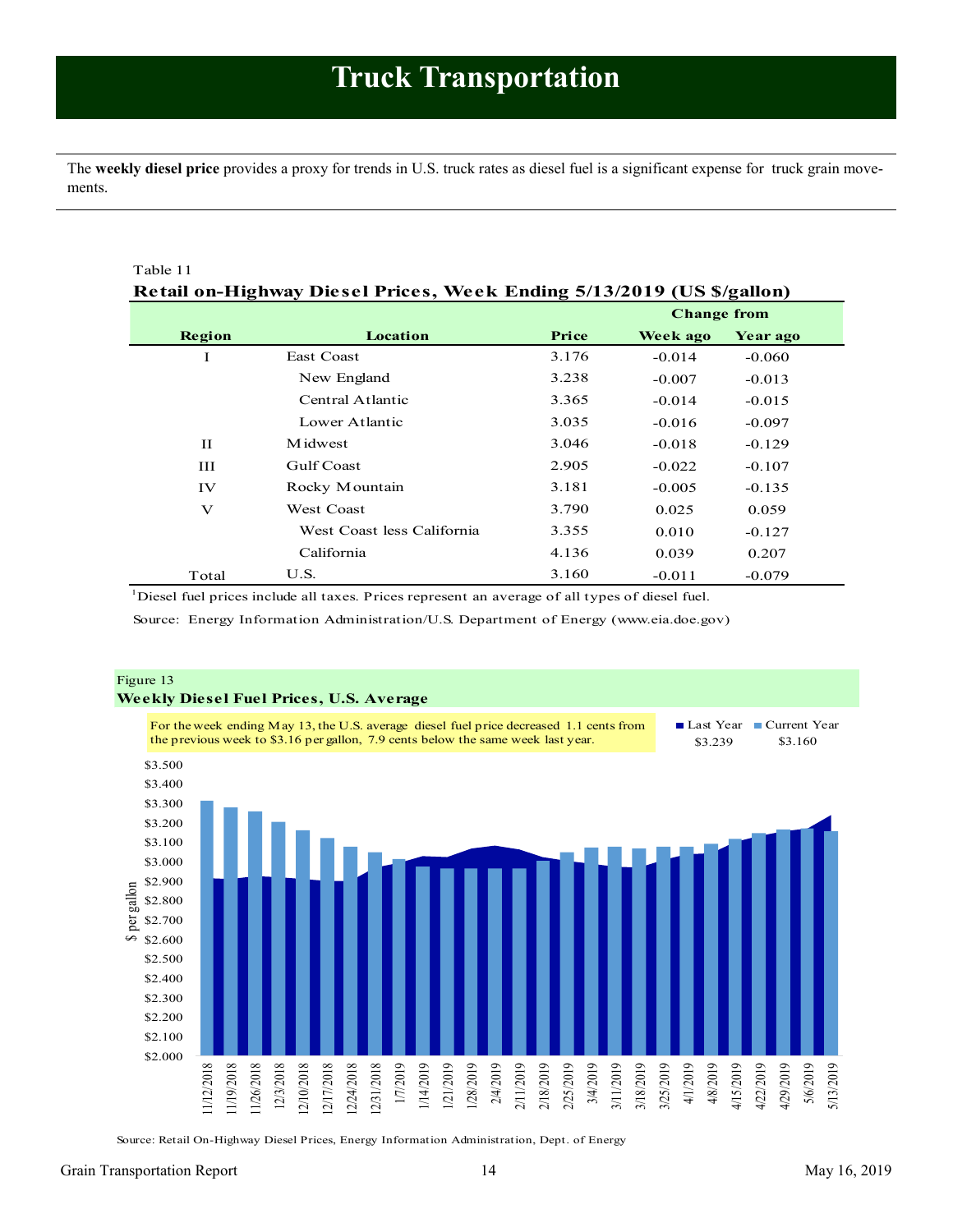# Truck Transportation

The **weekly diesel price** provides a proxy for trends in U.S. truck rates as diesel fuel is a significant expense for truck grain movements.

Table 11

**Retail on-Highway Diesel Prices, Week Ending 5/13/2019 (US $/gallon)**

| Region | Location | Price | Change from Week ago | Change from Year ago |
|---|---|---|---|---|
| I | East Coast | 3.176 | -0.014 | -0.060 |
| | New England | 3.238 | -0.007 | -0.013 |
| | Central Atlantic | 3.365 | -0.014 | -0.015 |
| | Lower Atlantic | 3.035 | -0.016 | -0.097 |
| II | Midwest | 3.046 | -0.018 | -0.129 |
| III | Gulf Coast | 2.905 | -0.022 | -0.107 |
| IV | Rocky Mountain | 3.181 | -0.005 | -0.135 |
| V | West Coast | 3.790 | 0.025 | 0.059 |
| | West Coast less California | 3.355 | 0.010 | -0.127 |
| | California | 4.136 | 0.039 | 0.207 |
| Total | U.S. | 3.160 | -0.011 | -0.079 |

[1]Diesel fuel prices include all taxes. Prices represent an average of all types of diesel fuel.

Source: Energy Information Administration/U.S. Department of Energy (www.eia.doe.gov)

Figure 13

**Weekly Diesel Fuel Prices, U.S. Average**

For the week ending May 13, the U.S. average diesel fuel price decreased 1.1 cents from the previous week to $3.16 per gallon, 7.9 cents below the same week last year.

Last Year $3.239 | Current Year $3.160

Source: Retail On-Highway Diesel Prices, Energy Information Administration, Dept. of Energy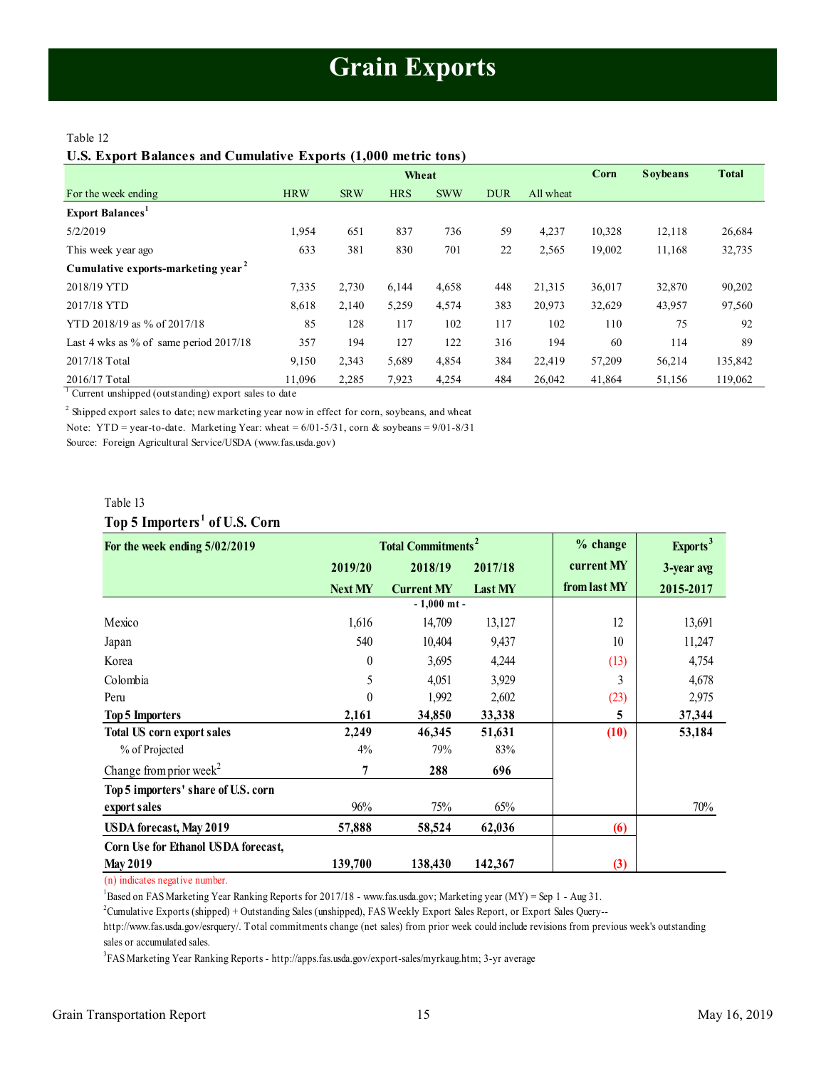# Grain Exports

Table 12

**U.S. Export Balances and Cumulative Exports (1,000 metric tons)**

| | Wheat | | | | | | Corn | Soybeans | Total |
|---|---|---|---|---|---|---|---|---|---|
| For the week ending | HRW | SRW | HRS | SWW | DUR | All wheat | | | |
| **Export Balances**[1] | | | | | | | | | |
| 5/2/2019 | 1,954 | 651 | 837 | 736 | 59 | 4,237 | 10,328 | 12,118 | 26,684 |
| This week year ago | 633 | 381 | 830 | 701 | 22 | 2,565 | 19,002 | 11,168 | 32,735 |
| **Cumulative exports-marketing year**[2] | | | | | | | | | |
| 2018/19 YTD | 7,335 | 2,730 | 6,144 | 4,658 | 448 | 21,315 | 36,017 | 32,870 | 90,202 |
| 2017/18 YTD | 8,618 | 2,140 | 5,259 | 4,574 | 383 | 20,973 | 32,629 | 43,957 | 97,560 |
| YTD 2018/19 as % of 2017/18 | 85 | 128 | 117 | 102 | 117 | 102 | 110 | 75 | 92 |
| Last 4 wks as % of same period 2017/18 | 357 | 194 | 127 | 122 | 316 | 194 | 60 | 114 | 89 |
| 2017/18 Total | 9,150 | 2,343 | 5,689 | 4,854 | 384 | 22,419 | 57,209 | 56,214 | 135,842 |
| 2016/17 Total | 11,096 | 2,285 | 7,923 | 4,254 | 484 | 26,042 | 41,864 | 51,156 | 119,062 |

[1] Current unshipped (outstanding) export sales to date

[2] Shipped export sales to date; new marketing year now in effect for corn, soybeans, and wheat

Note: YTD = year-to-date. Marketing Year: wheat = 6/01-5/31, corn & soybeans = 9/01-8/31

Source: Foreign Agricultural Service/USDA (www.fas.usda.gov)

Table 13

**Top 5 Importers[1] of U.S. Corn**

| For the week ending 5/02/2019 | Total Commitments[2] | | | % change | Exports[3] |
|---|---|---|---|---|---|
| | 2019/20 | 2018/19 | 2017/18 | current MY | 3-year avg |
| | Next MY | Current MY | Last MY | from last MY | 2015-2017 |
| | | - 1,000 mt - | | | |
| Mexico | 1,616 | 14,709 | 13,127 | 12 | 13,691 |
| Japan | 540 | 10,404 | 9,437 | 10 | 11,247 |
| Korea | 0 | 3,695 | 4,244 | (13) | 4,754 |
| Colombia | 5 | 4,051 | 3,929 | 3 | 4,678 |
| Peru | 0 | 1,992 | 2,602 | (23) | 2,975 |
| **Top 5 Importers** | **2,161** | **34,850** | **33,338** | **5** | **37,344** |
| **Total US corn export sales** | **2,249** | **46,345** | **51,631** | **(10)** | **53,184** |
| % of Projected | 4% | 79% | 83% | | |
| Change from prior week[2] | **7** | **288** | **696** | | |
| **Top 5 importers' share of U.S. corn export sales** | 96% | 75% | 65% | | 70% |
| **USDA forecast, May 2019** | **57,888** | **58,524** | **62,036** | **(6)** | |
| **Corn Use for Ethanol USDA forecast, May 2019** | **139,700** | **138,430** | **142,367** | **(3)** | |

(n) indicates negative number.

[1] Based on FAS Marketing Year Ranking Reports for 2017/18 - www.fas.usda.gov; Marketing year (MY) = Sep 1 - Aug 31.

[2] Cumulative Exports (shipped) + Outstanding Sales (unshipped), FAS Weekly Export Sales Report, or Export Sales Query--http://www.fas.usda.gov/esrquery/. Total commitments change (net sales) from prior week could include revisions from previous week's outstanding sales or accumulated sales.

[3] FAS Marketing Year Ranking Reports - http://apps.fas.usda.gov/export-sales/myrkaug.htm; 3-yr average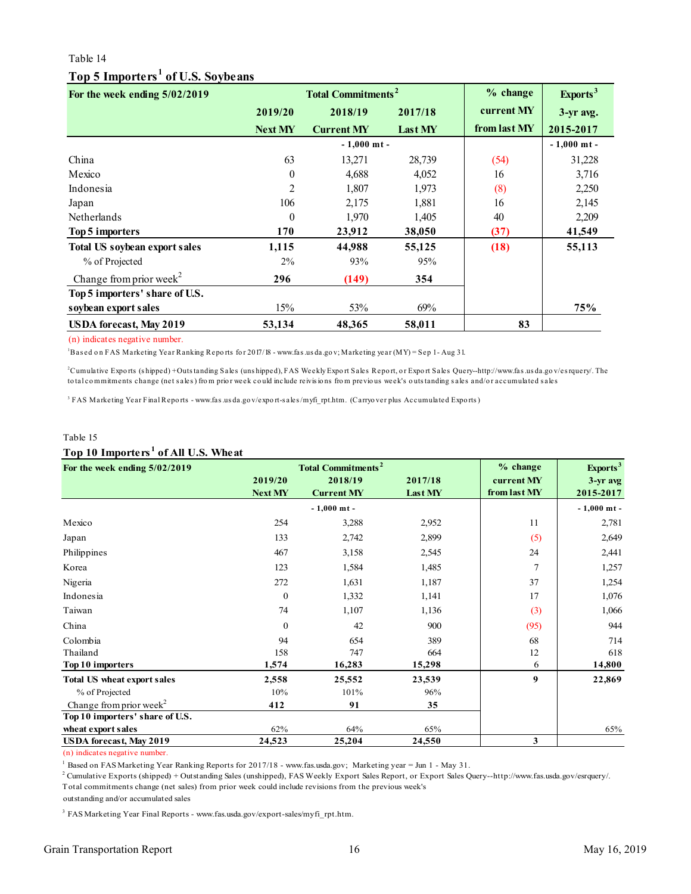Table 14

### Top 5 Importers[1] of U.S. Soybeans

| For the week ending 5/02/2019 | Total Commitments[2] | | | % change | Exports[3] |
|---|---|---|---|---|---|
| | 2019/20 | 2018/19 | 2017/18 | current MY | 3-yr avg. |
| | Next MY | Current MY | Last MY | from last MY | 2015-2017 |
| | | - 1,000 mt - | | | - 1,000 mt - |
| China | 63 | 13,271 | 28,739 | (54) | 31,228 |
| Mexico | 0 | 4,688 | 4,052 | 16 | 3,716 |
| Indonesia | 2 | 1,807 | 1,973 | (8) | 2,250 |
| Japan | 106 | 2,175 | 1,881 | 16 | 2,145 |
| Netherlands | 0 | 1,970 | 1,405 | 40 | 2,209 |
| **Top 5 importers** | **170** | **23,912** | **38,050** | **(37)** | **41,549** |
| **Total US soybean export sales** | **1,115** | **44,988** | **55,125** | **(18)** | **55,113** |
| % of Projected | 2% | 93% | 95% | | |
| Change from prior week[2] | **296** | **(149)** | **354** | | |
| **Top 5 importers' share of U.S. soybean export sales** | 15% | 53% | 69% | | **75%** |
| **USDA forecast, May 2019** | **53,134** | **48,365** | **58,011** | **83** | |

(n) indicates negative number.

[1]Based on FAS Marketing Year Ranking Reports for 2017/18 - www.fas.usda.gov; Marketing year (MY) = Sep 1 - Aug 31.

[2]Cumulative Exports (shipped) + Outstanding Sales (unshipped), FAS Weekly Export Sales Report, or Export Sales Query--http://www.fas.usda.gov/esrquery/. The total commitments change (net sales) from prior week could include reivisions from previous week's outstanding sales and/or accumulated sales

[3] FAS Marketing Year Final Reports - www.fas.usda.gov/export-sales/myfi_rpt.htm. (Carryover plus Accumulated Exports)

Table 15

### Top 10 Importers[1] of All U.S. Wheat

| For the week ending 5/02/2019 | Total Commitments[2] | | | % change | Exports[3] |
|---|---|---|---|---|---|
| | 2019/20 | 2018/19 | 2017/18 | current MY | 3-yr avg |
| | Next MY | Current MY | Last MY | from last MY | 2015-2017 |
| | | - 1,000 mt - | | | - 1,000 mt - |
| Mexico | 254 | 3,288 | 2,952 | 11 | 2,781 |
| Japan | 133 | 2,742 | 2,899 | (5) | 2,649 |
| Philippines | 467 | 3,158 | 2,545 | 24 | 2,441 |
| Korea | 123 | 1,584 | 1,485 | 7 | 1,257 |
| Nigeria | 272 | 1,631 | 1,187 | 37 | 1,254 |
| Indonesia | 0 | 1,332 | 1,141 | 17 | 1,076 |
| Taiwan | 74 | 1,107 | 1,136 | (3) | 1,066 |
| China | 0 | 42 | 900 | (95) | 944 |
| Colombia | 94 | 654 | 389 | 68 | 714 |
| Thailand | 158 | 747 | 664 | 12 | 618 |
| **Top 10 importers** | **1,574** | **16,283** | **15,298** | 6 | **14,800** |
| **Total US wheat export sales** | **2,558** | **25,552** | **23,539** | **9** | **22,869** |
| % of Projected | 10% | 101% | 96% | | |
| Change from prior week[2] | **412** | **91** | **35** | | |
| **Top 10 importers' share of U.S. wheat export sales** | 62% | 64% | 65% | | 65% |
| **USDA forecast, May 2019** | **24,523** | **25,204** | **24,550** | **3** | |

(n) indicates negative number.

[1] Based on FAS Marketing Year Ranking Reports for 2017/18 - www.fas.usda.gov; Marketing year = Jun 1 - May 31.

[2] Cumulative Exports (shipped) + Outstanding Sales (unshipped), FAS Weekly Export Sales Report, or Export Sales Query--http://www.fas.usda.gov/esrquery/. Total commitments change (net sales) from prior week could include revisions from the previous week's outstanding and/or accumulated sales

[3] FAS Marketing Year Final Reports - www.fas.usda.gov/export-sales/myfi_rpt.htm.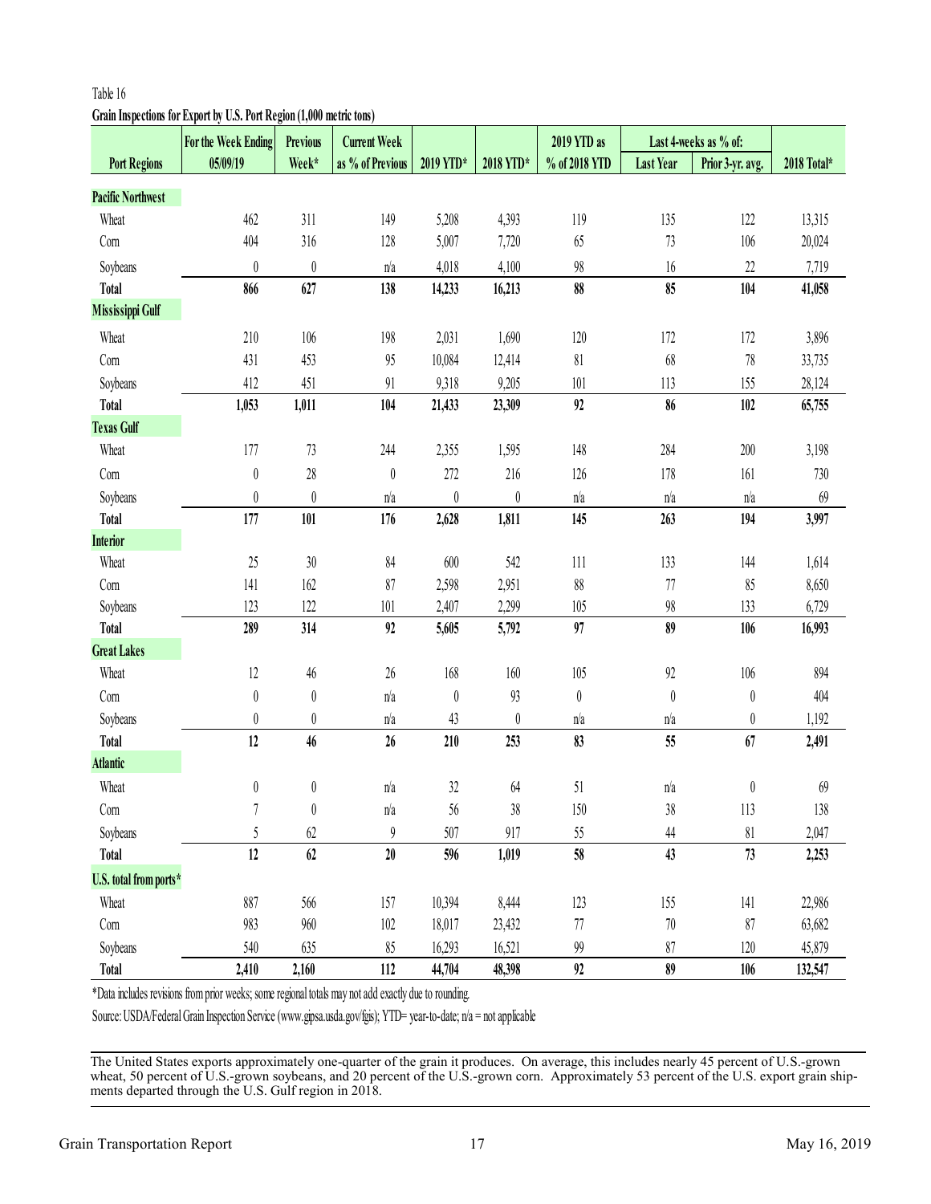Table 16

**Grain Inspections for Export by U.S. Port Region (1,000 metric tons)**

| Port Regions | For the Week Ending 05/09/19 | Previous Week* | Current Week as % of Previous | 2019 YTD* | 2018 YTD* | 2019 YTD as % of 2018 YTD | Last 4-weeks as % of: Last Year | Prior 3-yr. avg. | 2018 Total* |
|---|---|---|---|---|---|---|---|---|---|
| **Pacific Northwest** | | | | | | | | | |
| Wheat | 462 | 311 | 149 | 5,208 | 4,393 | 119 | 135 | 122 | 13,315 |
| Corn | 404 | 316 | 128 | 5,007 | 7,720 | 65 | 73 | 106 | 20,024 |
| Soybeans | 0 | 0 | n/a | 4,018 | 4,100 | 98 | 16 | 22 | 7,719 |
| **Total** | **866** | **627** | **138** | **14,233** | **16,213** | **88** | **85** | **104** | **41,058** |
| **Mississippi Gulf** | | | | | | | | | |
| Wheat | 210 | 106 | 198 | 2,031 | 1,690 | 120 | 172 | 172 | 3,896 |
| Corn | 431 | 453 | 95 | 10,084 | 12,414 | 81 | 68 | 78 | 33,735 |
| Soybeans | 412 | 451 | 91 | 9,318 | 9,205 | 101 | 113 | 155 | 28,124 |
| **Total** | **1,053** | **1,011** | **104** | **21,433** | **23,309** | **92** | **86** | **102** | **65,755** |
| **Texas Gulf** | | | | | | | | | |
| Wheat | 177 | 73 | 244 | 2,355 | 1,595 | 148 | 284 | 200 | 3,198 |
| Corn | 0 | 28 | 0 | 272 | 216 | 126 | 178 | 161 | 730 |
| Soybeans | 0 | 0 | n/a | 0 | 0 | n/a | n/a | n/a | 69 |
| **Total** | **177** | **101** | **176** | **2,628** | **1,811** | **145** | **263** | **194** | **3,997** |
| **Interior** | | | | | | | | | |
| Wheat | 25 | 30 | 84 | 600 | 542 | 111 | 133 | 144 | 1,614 |
| Corn | 141 | 162 | 87 | 2,598 | 2,951 | 88 | 77 | 85 | 8,650 |
| Soybeans | 123 | 122 | 101 | 2,407 | 2,299 | 105 | 98 | 133 | 6,729 |
| **Total** | **289** | **314** | **92** | **5,605** | **5,792** | **97** | **89** | **106** | **16,993** |
| **Great Lakes** | | | | | | | | | |
| Wheat | 12 | 46 | 26 | 168 | 160 | 105 | 92 | 106 | 894 |
| Corn | 0 | 0 | n/a | 0 | 93 | 0 | 0 | 0 | 404 |
| Soybeans | 0 | 0 | n/a | 43 | 0 | n/a | n/a | 0 | 1,192 |
| **Total** | **12** | **46** | **26** | **210** | **253** | **83** | **55** | **67** | **2,491** |
| **Atlantic** | | | | | | | | | |
| Wheat | 0 | 0 | n/a | 32 | 64 | 51 | n/a | 0 | 69 |
| Corn | 7 | 0 | n/a | 56 | 38 | 150 | 38 | 113 | 138 |
| Soybeans | 5 | 62 | 9 | 507 | 917 | 55 | 44 | 81 | 2,047 |
| **Total** | **12** | **62** | **20** | **596** | **1,019** | **58** | **43** | **73** | **2,253** |
| **U.S. total from ports*** | | | | | | | | | |
| Wheat | 887 | 566 | 157 | 10,394 | 8,444 | 123 | 155 | 141 | 22,986 |
| Corn | 983 | 960 | 102 | 18,017 | 23,432 | 77 | 70 | 87 | 63,682 |
| Soybeans | 540 | 635 | 85 | 16,293 | 16,521 | 99 | 87 | 120 | 45,879 |
| **Total** | **2,410** | **2,160** | **112** | **44,704** | **48,398** | **92** | **89** | **106** | **132,547** |

*Data includes revisions from prior weeks; some regional totals may not add exactly due to rounding.

Source: USDA/Federal Grain Inspection Service (www.gipsa.usda.gov/fgis); YTD= year-to-date; n/a = not applicable

The United States exports approximately one-quarter of the grain it produces. On average, this includes nearly 45 percent of U.S.-grown wheat, 50 percent of U.S.-grown soybeans, and 20 percent of the U.S.-grown corn. Approximately 53 percent of the U.S. export grain shipments departed through the U.S. Gulf region in 2018.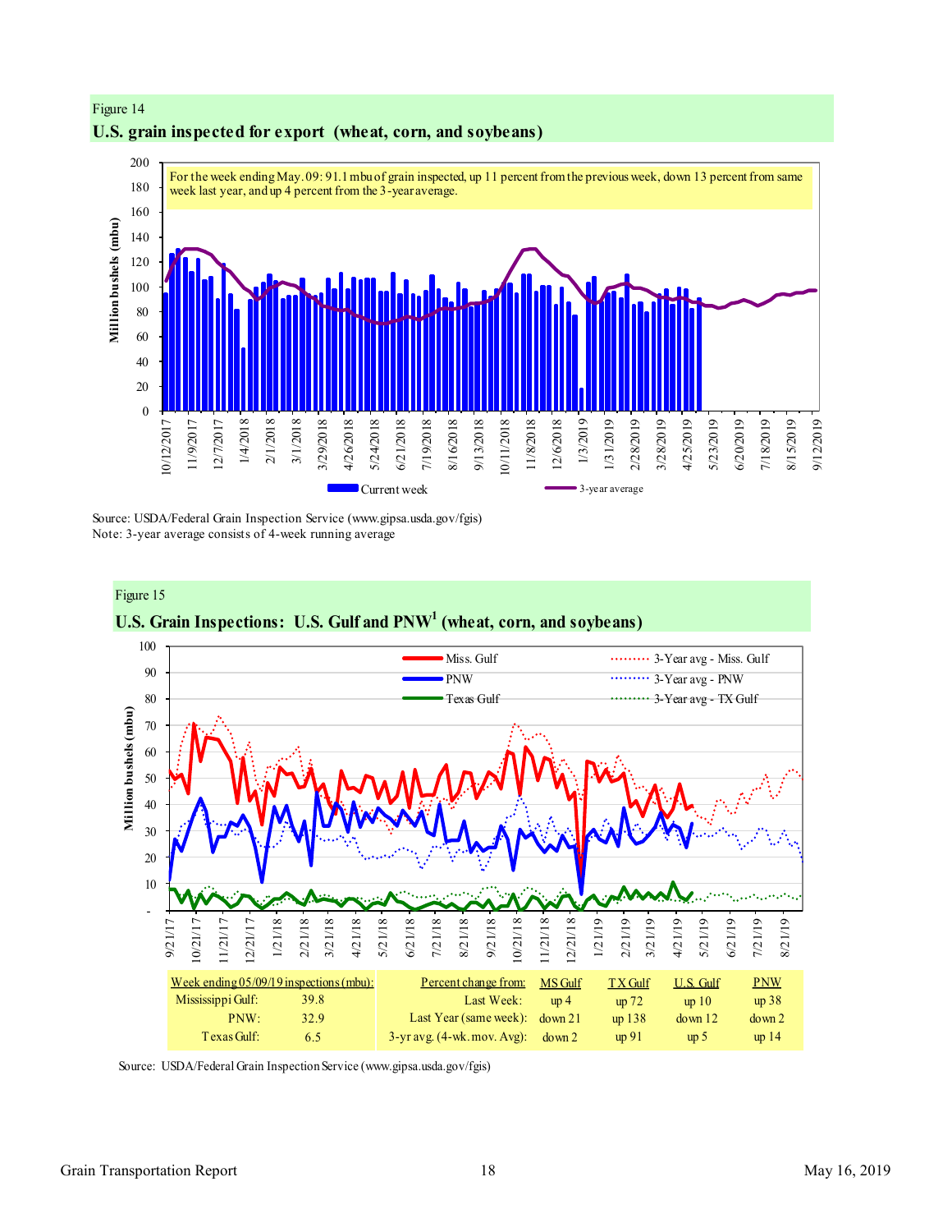Figure 14

**U.S. grain inspected for export (wheat, corn, and soybeans)**

For the week ending May. 09: 91.1 mbu of grain inspected, up 11 percent from the previous week, down 13 percent from same week last year, and up 4 percent from the 3-year average.

Source: USDA/Federal Grain Inspection Service (www.gipsa.usda.gov/fgis)
Note: 3-year average consists of 4-week running average

Figure 15

**U.S. Grain Inspections: U.S. Gulf and PNW[1] (wheat, corn, and soybeans)**

| Week ending 05/09/19 inspections (mbu): | | Percent change from: | MS Gulf | TX Gulf | U.S. Gulf | PNW |
|---|---|---|---|---|---|---|
| Mississippi Gulf: | 39.8 | Last Week: | up 4 | up 72 | up 10 | up 38 |
| PNW: | 32.9 | Last Year (same week): | down 21 | up 138 | down 12 | down 2 |
| Texas Gulf: | 6.5 | 3-yr avg. (4-wk. mov. Avg): | down 2 | up 91 | up 5 | up 14 |

Source: USDA/Federal Grain Inspection Service (www.gipsa.usda.gov/fgis)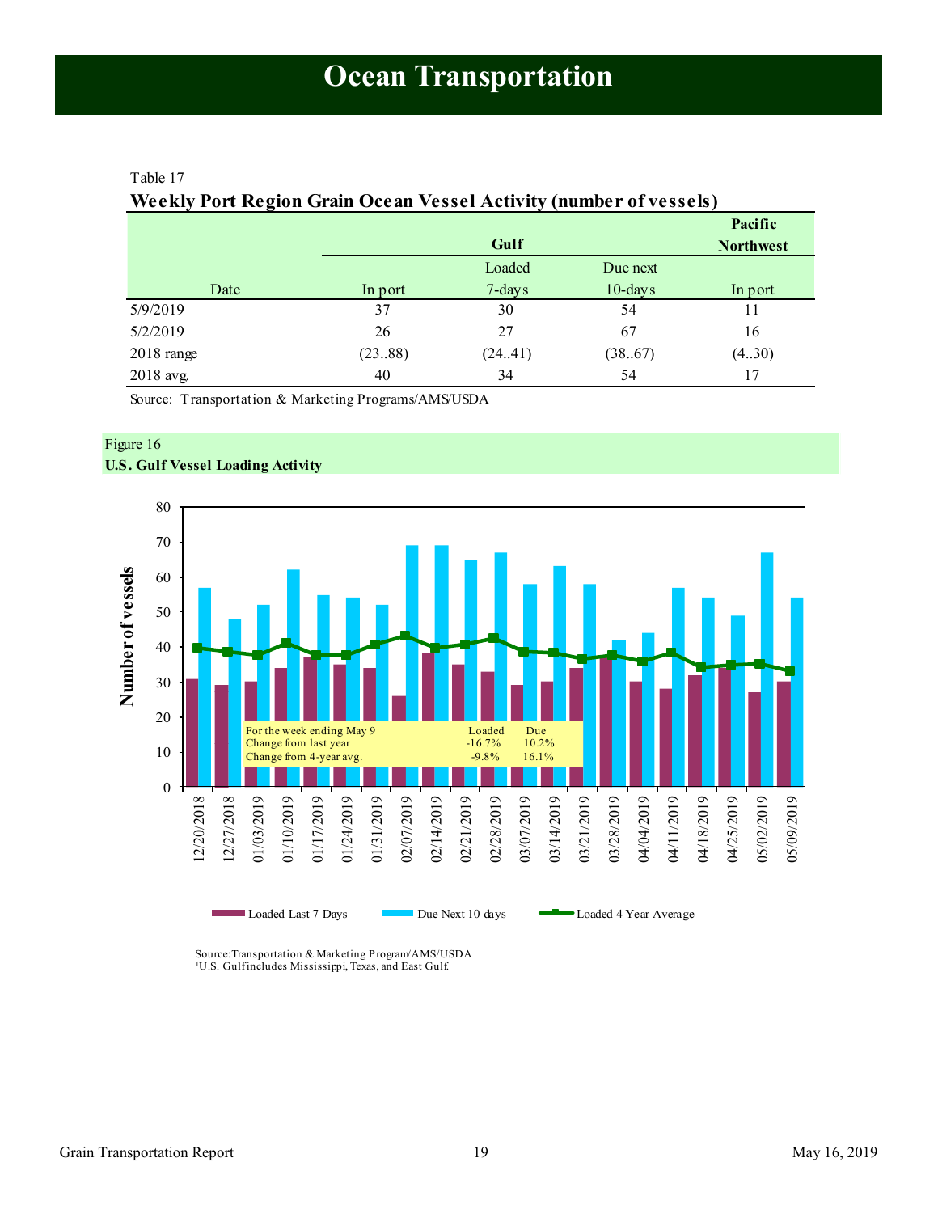# Ocean Transportation

Table 17

**Weekly Port Region Grain Ocean Vessel Activity (number of vessels)**

| | Gulf | | | Pacific Northwest |
|---|---|---|---|---|
| Date | In port | Loaded 7-days | Due next 10-days | In port |
| 5/9/2019 | 37 | 30 | 54 | 11 |
| 5/2/2019 | 26 | 27 | 67 | 16 |
| 2018 range | (23..88) | (24..41) | (38..67) | (4..30) |
| 2018 avg. | 40 | 34 | 54 | 17 |

Source: Transportation & Marketing Programs/AMS/USDA

Figure 16

**U.S. Gulf Vessel Loading Activity**

| For the week ending May 9 | Loaded | Due |
|---|---|---|
| Change from last year | -16.7% | 10.2% |
| Change from 4-year avg. | -9.8% | 16.1% |

Source: Transportation & Marketing Program/AMS/USDA

[1]U.S. Gulf includes Mississippi, Texas, and East Gulf.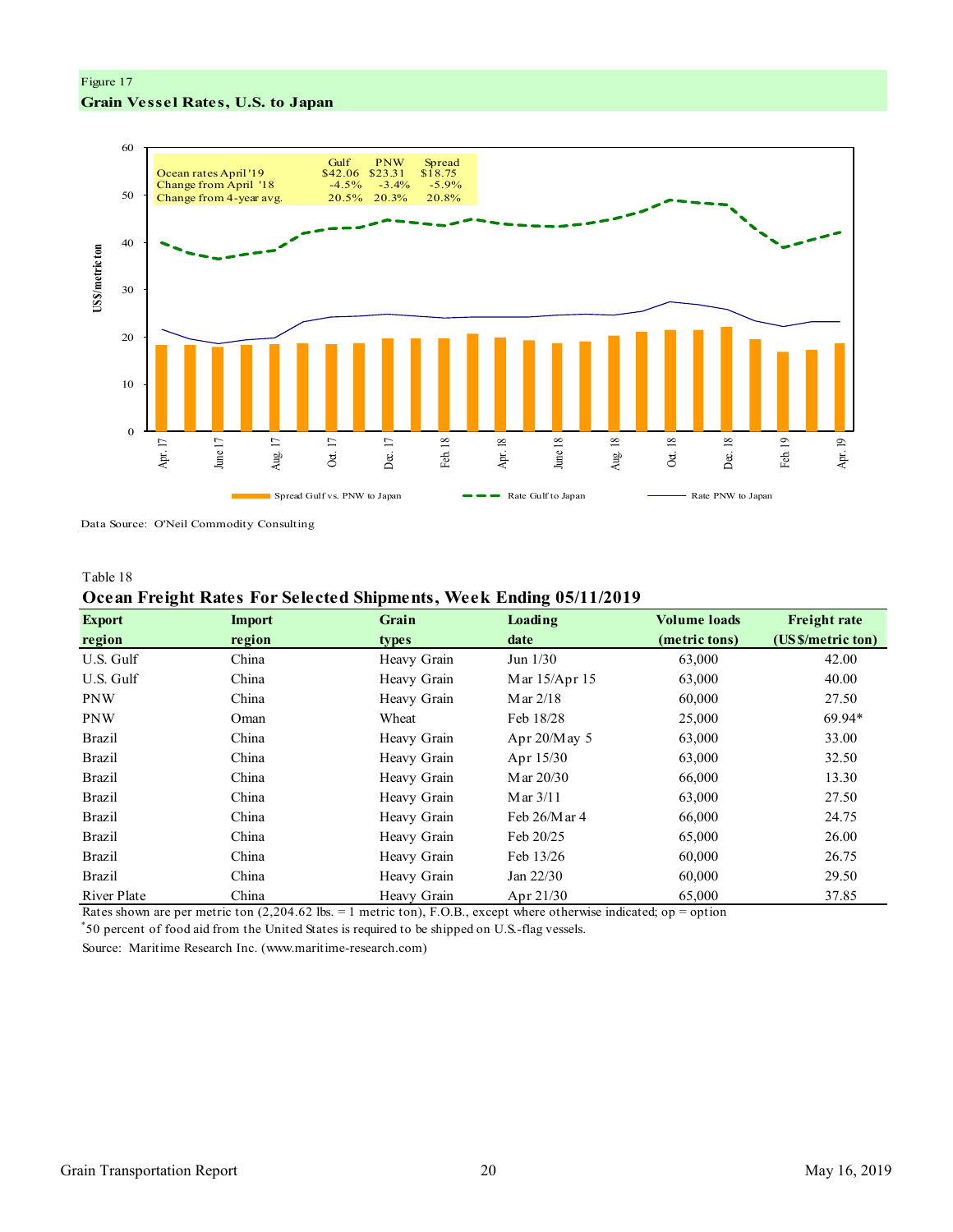Figure 17

**Grain Vessel Rates, U.S. to Japan**

| | Gulf | PNW | Spread |
|---|---|---|---|
| Ocean rates April '19 | $42.06 | $23.31 | $18.75 |
| Change from April '18 | -4.5% | -3.4% | -5.9% |
| Change from 4-year avg. | 20.5% | 20.3% | 20.8% |

Spread Gulf vs. PNW to Japan — Rate Gulf to Japan — Rate PNW to Japan

Data Source: O'Neil Commodity Consulting

Table 18

**Ocean Freight Rates For Selected Shipments, Week Ending 05/11/2019**

| Export region | Import region | Grain types | Loading date | Volume loads (metric tons) | Freight rate (US$/metric ton) |
|---|---|---|---|---|---|
| U.S. Gulf | China | Heavy Grain | Jun 1/30 | 63,000 | 42.00 |
| U.S. Gulf | China | Heavy Grain | Mar 15/Apr 15 | 63,000 | 40.00 |
| PNW | China | Heavy Grain | Mar 2/18 | 60,000 | 27.50 |
| PNW | Oman | Wheat | Feb 18/28 | 25,000 | 69.94* |
| Brazil | China | Heavy Grain | Apr 20/May 5 | 63,000 | 33.00 |
| Brazil | China | Heavy Grain | Apr 15/30 | 63,000 | 32.50 |
| Brazil | China | Heavy Grain | Mar 20/30 | 66,000 | 13.30 |
| Brazil | China | Heavy Grain | Mar 3/11 | 63,000 | 27.50 |
| Brazil | China | Heavy Grain | Feb 26/Mar 4 | 66,000 | 24.75 |
| Brazil | China | Heavy Grain | Feb 20/25 | 65,000 | 26.00 |
| Brazil | China | Heavy Grain | Feb 13/26 | 60,000 | 26.75 |
| Brazil | China | Heavy Grain | Jan 22/30 | 60,000 | 29.50 |
| River Plate | China | Heavy Grain | Apr 21/30 | 65,000 | 37.85 |

Rates shown are per metric ton (2,204.62 lbs. = 1 metric ton), F.O.B., except where otherwise indicated; op = option

*50 percent of food aid from the United States is required to be shipped on U.S.-flag vessels.

Source: Maritime Research Inc. (www.maritime-research.com)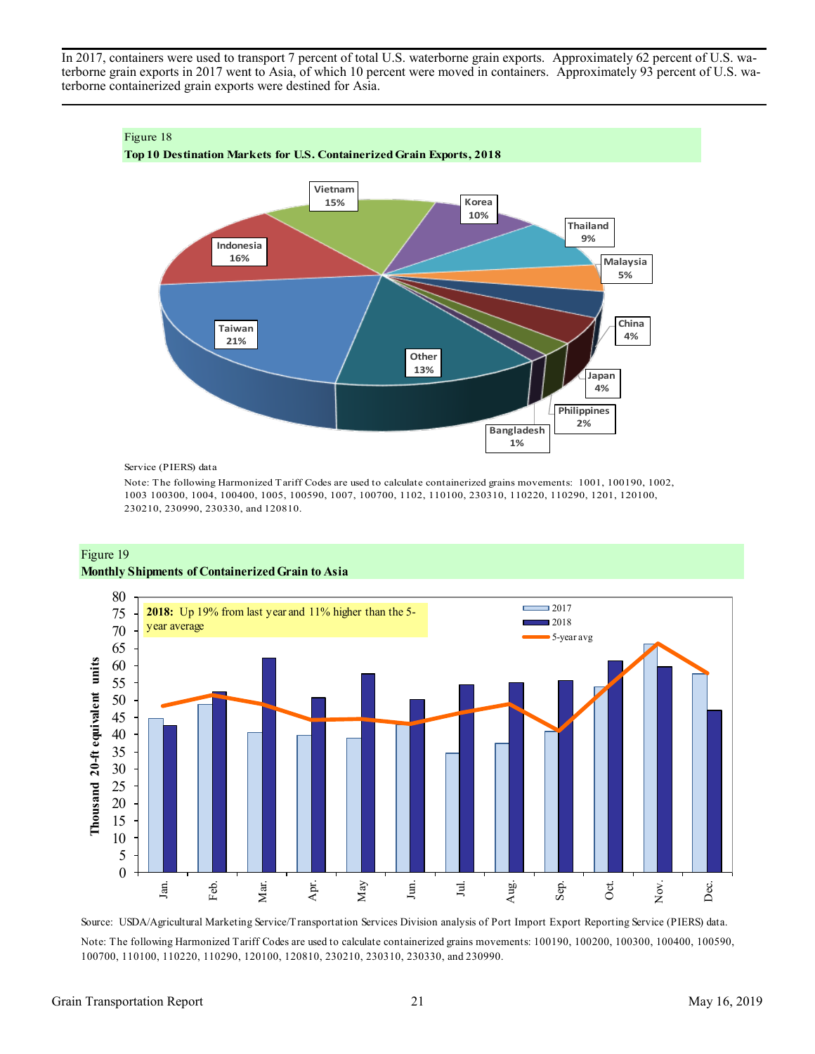In 2017, containers were used to transport 7 percent of total U.S. waterborne grain exports. Approximately 62 percent of U.S. waterborne grain exports in 2017 went to Asia, of which 10 percent were moved in containers. Approximately 93 percent of U.S. waterborne containerized grain exports were destined for Asia.

Figure 18

**Top 10 Destination Markets for U.S. Containerized Grain Exports, 2018**

| Destination | Share |
|---|---|
| Taiwan | 21% |
| Indonesia | 16% |
| Vietnam | 15% |
| Korea | 10% |
| Thailand | 9% |
| Malaysia | 5% |
| China | 4% |
| Japan | 4% |
| Philippines | 2% |
| Bangladesh | 1% |
| Other | 13% |

Service (PIERS) data

Note: The following Harmonized Tariff Codes are used to calculate containerized grains movements: 1001, 100190, 1002, 1003 100300, 1004, 100400, 1005, 100590, 1007, 100700, 1102, 110100, 230310, 110220, 110290, 1201, 120100, 230210, 230990, 230330, and 120810.

Figure 19

**Monthly Shipments of Containerized Grain to Asia**

**2018:** Up 19% from last year and 11% higher than the 5-year average

Thousand 20-ft equivalent units

| Month | 2017 | 2018 | 5-year avg |
|---|---|---|---|
| Jan. | 45 | 43 | 48 |
| Feb. | 49 | 52 | 51 |
| Mar. | 41 | 62 | 49 |
| Apr. | 40 | 51 | 44 |
| May | 39 | 58 | 45 |
| Jun. | 43 | 50 | 43 |
| Jul. | 35 | 55 | 46 |
| Aug. | 38 | 55 | 49 |
| Sep. | 41 | 56 | 41 |
| Oct. | 54 | 61 | 54 |
| Nov. | 66 | 60 | 66 |
| Dec. | 58 | 47 | 58 |

Source: USDA/Agricultural Marketing Service/Transportation Services Division analysis of Port Import Export Reporting Service (PIERS) data.

Note: The following Harmonized Tariff Codes are used to calculate containerized grains movements: 100190, 100200, 100300, 100400, 100590, 100700, 110100, 110220, 110290, 120100, 120810, 230210, 230310, 230330, and 230990.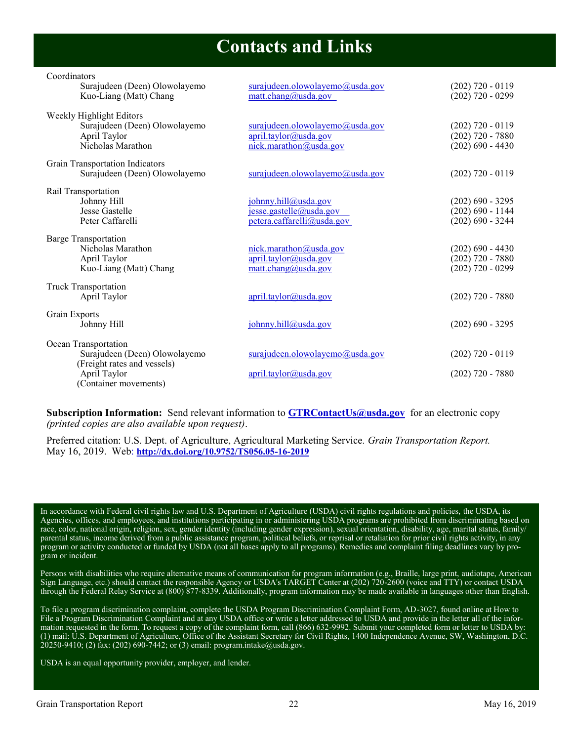# Contacts and Links

| | | |
|---|---|---|
| **Coordinators** | | |
| Surajudeen (Deen) Olowolayemo | surajudeen.olowolayemo@usda.gov | (202) 720 - 0119 |
| Kuo-Liang (Matt) Chang | matt.chang@usda.gov | (202) 720 - 0299 |
| **Weekly Highlight Editors** | | |
| Surajudeen (Deen) Olowolayemo | surajudeen.olowolayemo@usda.gov | (202) 720 - 0119 |
| April Taylor | april.taylor@usda.gov | (202) 720 - 7880 |
| Nicholas Marathon | nick.marathon@usda.gov | (202) 690 - 4430 |
| **Grain Transportation Indicators** | | |
| Surajudeen (Deen) Olowolayemo | surajudeen.olowolayemo@usda.gov | (202) 720 - 0119 |
| **Rail Transportation** | | |
| Johnny Hill | johnny.hill@usda.gov | (202) 690 - 3295 |
| Jesse Gastelle | jesse.gastelle@usda.gov | (202) 690 - 1144 |
| Peter Caffarelli | petera.caffarelli@usda.gov | (202) 690 - 3244 |
| **Barge Transportation** | | |
| Nicholas Marathon | nick.marathon@usda.gov | (202) 690 - 4430 |
| April Taylor | april.taylor@usda.gov | (202) 720 - 7880 |
| Kuo-Liang (Matt) Chang | matt.chang@usda.gov | (202) 720 - 0299 |
| **Truck Transportation** | | |
| April Taylor | april.taylor@usda.gov | (202) 720 - 7880 |
| **Grain Exports** | | |
| Johnny Hill | johnny.hill@usda.gov | (202) 690 - 3295 |
| **Ocean Transportation** | | |
| Surajudeen (Deen) Olowolayemo (Freight rates and vessels) | surajudeen.olowolayemo@usda.gov | (202) 720 - 0119 |
| April Taylor (Container movements) | april.taylor@usda.gov | (202) 720 - 7880 |

**Subscription Information:** Send relevant information to **GTRContactUs@usda.gov** for an electronic copy *(printed copies are also available upon request)*.

Preferred citation: U.S. Dept. of Agriculture, Agricultural Marketing Service. *Grain Transportation Report.* May 16, 2019. Web: **http://dx.doi.org/10.9752/TS056.05-16-2019**

In accordance with Federal civil rights law and U.S. Department of Agriculture (USDA) civil rights regulations and policies, the USDA, its Agencies, offices, and employees, and institutions participating in or administering USDA programs are prohibited from discriminating based on race, color, national origin, religion, sex, gender identity (including gender expression), sexual orientation, disability, age, marital status, family/parental status, income derived from a public assistance program, political beliefs, or reprisal or retaliation for prior civil rights activity, in any program or activity conducted or funded by USDA (not all bases apply to all programs). Remedies and complaint filing deadlines vary by program or incident.

Persons with disabilities who require alternative means of communication for program information (e.g., Braille, large print, audiotape, American Sign Language, etc.) should contact the responsible Agency or USDA's TARGET Center at (202) 720-2600 (voice and TTY) or contact USDA through the Federal Relay Service at (800) 877-8339. Additionally, program information may be made available in languages other than English.

To file a program discrimination complaint, complete the USDA Program Discrimination Complaint Form, AD-3027, found online at How to File a Program Discrimination Complaint and at any USDA office or write a letter addressed to USDA and provide in the letter all of the information requested in the form. To request a copy of the complaint form, call (866) 632-9992. Submit your completed form or letter to USDA by: (1) mail: U.S. Department of Agriculture, Office of the Assistant Secretary for Civil Rights, 1400 Independence Avenue, SW, Washington, D.C. 20250-9410; (2) fax: (202) 690-7442; or (3) email: program.intake@usda.gov.

USDA is an equal opportunity provider, employer, and lender.